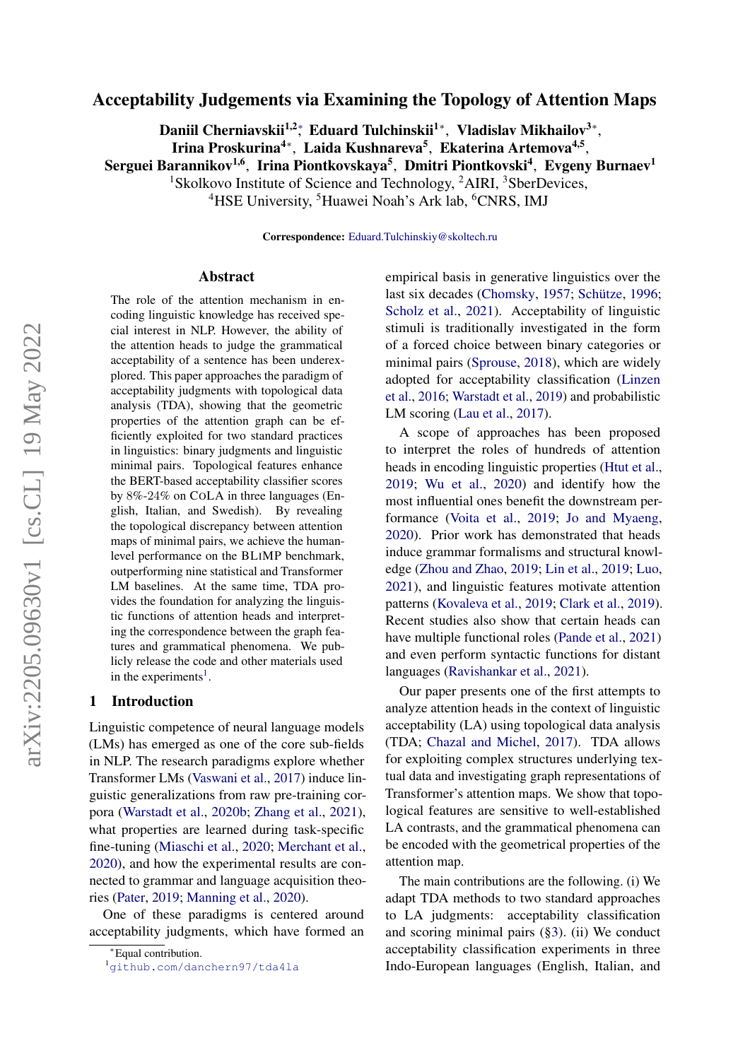# Acceptability Judgements via Examining the Topology of Attention Maps

**Daniil Cherniavskii[1,2]*, Eduard Tulchinskii[1]*, Vladislav Mikhailov[3]*, Irina Proskurina[4]*, Laida Kushnareva[5], Ekaterina Artemova[4,5], Serguei Barannikov[1,6], Irina Piontkovskaya[5], Dmitri Piontkovski[4], Evgeny Burnaev[1]**

[1]Skolkovo Institute of Science and Technology, [2]AIRI, [3]SberDevices, [4]HSE University, [5]Huawei Noah's Ark lab, [6]CNRS, IMJ

**Correspondence:** Eduard.Tulchinskiy@skoltech.ru

## Abstract

The role of the attention mechanism in encoding linguistic knowledge has received special interest in NLP. However, the ability of the attention heads to judge the grammatical acceptability of a sentence has been underexplored. This paper approaches the paradigm of acceptability judgments with topological data analysis (TDA), showing that the geometric properties of the attention graph can be efficiently exploited for two standard practices in linguistics: binary judgments and linguistic minimal pairs. Topological features enhance the BERT-based acceptability classifier scores by 8%-24% on CoLA in three languages (English, Italian, and Swedish). By revealing the topological discrepancy between attention maps of minimal pairs, we achieve the human-level performance on the BLiMP benchmark, outperforming nine statistical and Transformer LM baselines. At the same time, TDA provides the foundation for analyzing the linguistic functions of attention heads and interpreting the correspondence between the graph features and grammatical phenomena. We publicly release the code and other materials used in the experiments[1].

## 1 Introduction

Linguistic competence of neural language models (LMs) has emerged as one of the core sub-fields in NLP. The research paradigms explore whether Transformer LMs (Vaswani et al., 2017) induce linguistic generalizations from raw pre-training corpora (Warstadt et al., 2020b; Zhang et al., 2021), what properties are learned during task-specific fine-tuning (Miaschi et al., 2020; Merchant et al., 2020), and how the experimental results are connected to grammar and language acquisition theories (Pater, 2019; Manning et al., 2020).

One of these paradigms is centered around acceptability judgments, which have formed an empirical basis in generative linguistics over the last six decades (Chomsky, 1957; Schütze, 1996; Scholz et al., 2021). Acceptability of linguistic stimuli is traditionally investigated in the form of a forced choice between binary categories or minimal pairs (Sprouse, 2018), which are widely adopted for acceptability classification (Linzen et al., 2016; Warstadt et al., 2019) and probabilistic LM scoring (Lau et al., 2017).

A scope of approaches has been proposed to interpret the roles of hundreds of attention heads in encoding linguistic properties (Htut et al., 2019; Wu et al., 2020) and identify how the most influential ones benefit the downstream performance (Voita et al., 2019; Jo and Myaeng, 2020). Prior work has demonstrated that heads induce grammar formalisms and structural knowledge (Zhou and Zhao, 2019; Lin et al., 2019; Luo, 2021), and linguistic features motivate attention patterns (Kovaleva et al., 2019; Clark et al., 2019). Recent studies also show that certain heads can have multiple functional roles (Pande et al., 2021) and even perform syntactic functions for distant languages (Ravishankar et al., 2021).

Our paper presents one of the first attempts to analyze attention heads in the context of linguistic acceptability (LA) using topological data analysis (TDA; Chazal and Michel, 2017). TDA allows for exploiting complex structures underlying textual data and investigating graph representations of Transformer's attention maps. We show that topological features are sensitive to well-established LA contrasts, and the grammatical phenomena can be encoded with the geometrical properties of the attention map.

The main contributions are the following. (i) We adapt TDA methods to two standard approaches to LA judgments: acceptability classification and scoring minimal pairs (§3). (ii) We conduct acceptability classification experiments in three Indo-European languages (English, Italian, and

*Equal contribution.

[1]github.com/danchern97/tda4la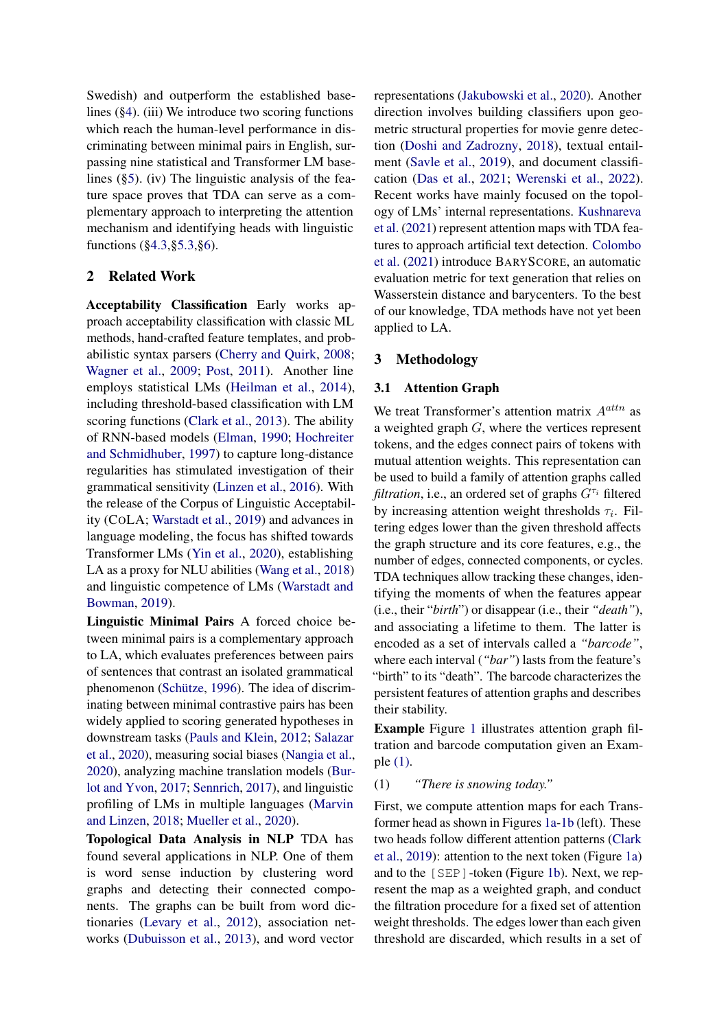Swedish) and outperform the established baselines (§4). (iii) We introduce two scoring functions which reach the human-level performance in discriminating between minimal pairs in English, surpassing nine statistical and Transformer LM baselines (§5). (iv) The linguistic analysis of the feature space proves that TDA can serve as a complementary approach to interpreting the attention mechanism and identifying heads with linguistic functions (§4.3,§5.3,§6).

## 2 Related Work

**Acceptability Classification** Early works approach acceptability classification with classic ML methods, hand-crafted feature templates, and probabilistic syntax parsers (Cherry and Quirk, 2008; Wagner et al., 2009; Post, 2011). Another line employs statistical LMs (Heilman et al., 2014), including threshold-based classification with LM scoring functions (Clark et al., 2013). The ability of RNN-based models (Elman, 1990; Hochreiter and Schmidhuber, 1997) to capture long-distance regularities has stimulated investigation of their grammatical sensitivity (Linzen et al., 2016). With the release of the Corpus of Linguistic Acceptability (CoLA; Warstadt et al., 2019) and advances in language modeling, the focus has shifted towards Transformer LMs (Yin et al., 2020), establishing LA as a proxy for NLU abilities (Wang et al., 2018) and linguistic competence of LMs (Warstadt and Bowman, 2019).

**Linguistic Minimal Pairs** A forced choice between minimal pairs is a complementary approach to LA, which evaluates preferences between pairs of sentences that contrast an isolated grammatical phenomenon (Schütze, 1996). The idea of discriminating between minimal contrastive pairs has been widely applied to scoring generated hypotheses in downstream tasks (Pauls and Klein, 2012; Salazar et al., 2020), measuring social biases (Nangia et al., 2020), analyzing machine translation models (Burlot and Yvon, 2017; Sennrich, 2017), and linguistic profiling of LMs in multiple languages (Marvin and Linzen, 2018; Mueller et al., 2020).

**Topological Data Analysis in NLP** TDA has found several applications in NLP. One of them is word sense induction by clustering word graphs and detecting their connected components. The graphs can be built from word dictionaries (Levary et al., 2012), association networks (Dubuisson et al., 2013), and word vector representations (Jakubowski et al., 2020). Another direction involves building classifiers upon geometric structural properties for movie genre detection (Doshi and Zadrozny, 2018), textual entailment (Savle et al., 2019), and document classification (Das et al., 2021; Werenski et al., 2022). Recent works have mainly focused on the topology of LMs' internal representations. Kushnareva et al. (2021) represent attention maps with TDA features to approach artificial text detection. Colombo et al. (2021) introduce BaryScore, an automatic evaluation metric for text generation that relies on Wasserstein distance and barycenters. To the best of our knowledge, TDA methods have not yet been applied to LA.

## 3 Methodology

### 3.1 Attention Graph

We treat Transformer's attention matrix $A^{attn}$ as a weighted graph $G$, where the vertices represent tokens, and the edges connect pairs of tokens with mutual attention weights. This representation can be used to build a family of attention graphs called *filtration*, i.e., an ordered set of graphs $G^{\tau_i}$ filtered by increasing attention weight thresholds $\tau_i$. Filtering edges lower than the given threshold affects the graph structure and its core features, e.g., the number of edges, connected components, or cycles. TDA techniques allow tracking these changes, identifying the moments of when the features appear (i.e., their "*birth*") or disappear (i.e., their *"death"*), and associating a lifetime to them. The latter is encoded as a set of intervals called a *"barcode"*, where each interval (*"bar"*) lasts from the feature's "birth" to its "death". The barcode characterizes the persistent features of attention graphs and describes their stability.

**Example** Figure 1 illustrates attention graph filtration and barcode computation given an Example (1).

(1) *"There is snowing today."*

First, we compute attention maps for each Transformer head as shown in Figures 1a-1b (left). These two heads follow different attention patterns (Clark et al., 2019): attention to the next token (Figure 1a) and to the `[SEP]`-token (Figure 1b). Next, we represent the map as a weighted graph, and conduct the filtration procedure for a fixed set of attention weight thresholds. The edges lower than each given threshold are discarded, which results in a set of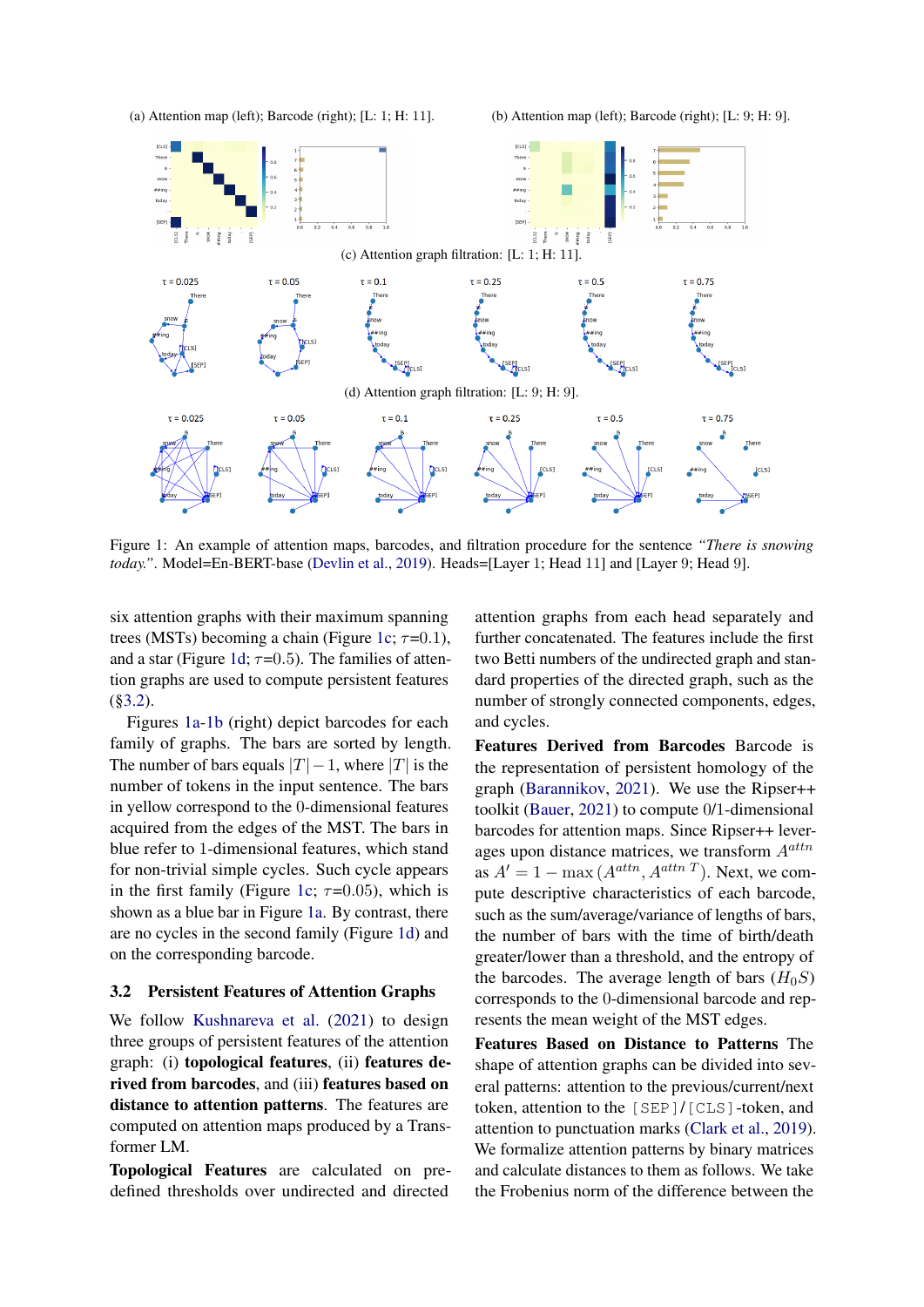(a) Attention map (left); Barcode (right); [L: 1; H: 11].

(b) Attention map (left); Barcode (right); [L: 9; H: 9].

(c) Attention graph filtration: [L: 1; H: 11].

(d) Attention graph filtration: [L: 9; H: 9].

Figure 1: An example of attention maps, barcodes, and filtration procedure for the sentence *"There is snowing today."*. Model=En-BERT-base (Devlin et al., 2019). Heads=[Layer 1; Head 11] and [Layer 9; Head 9].

six attention graphs with their maximum spanning trees (MSTs) becoming a chain (Figure 1c; $\tau$=0.1), and a star (Figure 1d; $\tau$=0.5). The families of attention graphs are used to compute persistent features (§3.2).

Figures 1a-1b (right) depict barcodes for each family of graphs. The bars are sorted by length. The number of bars equals $|T| - 1$, where $|T|$ is the number of tokens in the input sentence. The bars in yellow correspond to the 0-dimensional features acquired from the edges of the MST. The bars in blue refer to 1-dimensional features, which stand for non-trivial simple cycles. Such cycle appears in the first family (Figure 1c; $\tau$=0.05), which is shown as a blue bar in Figure 1a. By contrast, there are no cycles in the second family (Figure 1d) and on the corresponding barcode.

## 3.2 Persistent Features of Attention Graphs

We follow Kushnareva et al. (2021) to design three groups of persistent features of the attention graph: (i) **topological features**, (ii) **features derived from barcodes**, and (iii) **features based on distance to attention patterns**. The features are computed on attention maps produced by a Transformer LM.

**Topological Features** are calculated on predefined thresholds over undirected and directed attention graphs from each head separately and further concatenated. The features include the first two Betti numbers of the undirected graph and standard properties of the directed graph, such as the number of strongly connected components, edges, and cycles.

**Features Derived from Barcodes** Barcode is the representation of persistent homology of the graph (Barannikov, 2021). We use the Ripser++ toolkit (Bauer, 2021) to compute 0/1-dimensional barcodes for attention maps. Since Ripser++ leverages upon distance matrices, we transform $A^{attn}$ as $A' = 1 - \max\left(A^{attn}, A^{attn\,T}\right)$. Next, we compute descriptive characteristics of each barcode, such as the sum/average/variance of lengths of bars, the number of bars with the time of birth/death greater/lower than a threshold, and the entropy of the barcodes. The average length of bars ($H_0S$) corresponds to the 0-dimensional barcode and represents the mean weight of the MST edges.

**Features Based on Distance to Patterns** The shape of attention graphs can be divided into several patterns: attention to the previous/current/next token, attention to the [SEP]/[CLS]-token, and attention to punctuation marks (Clark et al., 2019). We formalize attention patterns by binary matrices and calculate distances to them as follows. We take the Frobenius norm of the difference between the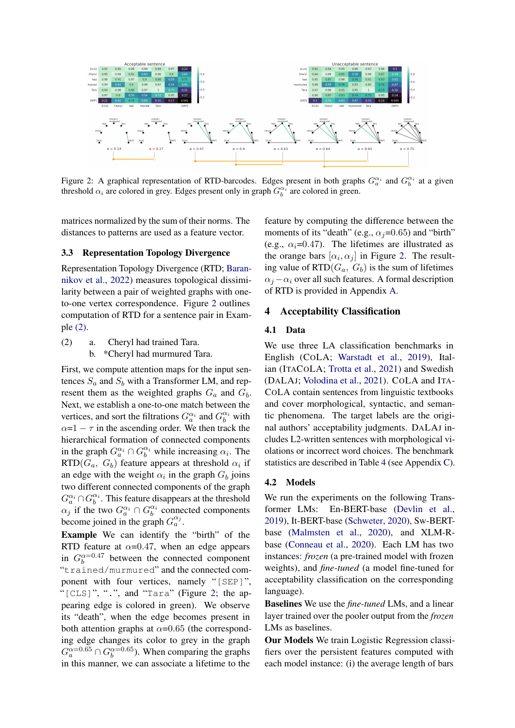Figure 2: A graphical representation of RTD-barcodes. Edges present in both graphs $G_a^{\alpha_i}$ and $G_b^{\alpha_i}$ at a given threshold $\alpha_i$ are colored in grey. Edges present only in graph $G_b^{\alpha_i}$ are colored in green.

matrices normalized by the sum of their norms. The distances to patterns are used as a feature vector.

### 3.3 Representation Topology Divergence

Representation Topology Divergence (RTD; Barannikov et al., 2022) measures topological dissimilarity between a pair of weighted graphs with one-to-one vertex correspondence. Figure 2 outlines computation of RTD for a sentence pair in Example (2).

(2) a. Cheryl had trained Tara.
b. *Cheryl had murmured Tara.

First, we compute attention maps for the input sentences $S_a$ and $S_b$ with a Transformer LM, and represent them as the weighted graphs $G_a$ and $G_b$. Next, we establish a one-to-one match between the vertices, and sort the filtrations $G_a^{\alpha_i}$ and $G_b^{\alpha_i}$ with $\alpha$=$1 - \tau$ in the ascending order. We then track the hierarchical formation of connected components in the graph $G_a^{\alpha_i} \cap G_b^{\alpha_i}$ while increasing $\alpha_i$. The RTD($G_a$, $G_b$) feature appears at threshold $\alpha_i$ if an edge with the weight $\alpha_i$ in the graph $G_b$ joins two different connected components of the graph $G_a^{\alpha_i} \cap G_b^{\alpha_i}$. This feature disappears at the threshold $\alpha_j$ if the two $G_a^{\alpha_i} \cap G_b^{\alpha_i}$ connected components become joined in the graph $G_a^{\alpha_j}$.

**Example** We can identify the "birth" of the RTD feature at $\alpha$=0.47, when an edge appears in $G_b^{\alpha=0.47}$ between the connected component "trained/murmured" and the connected component with four vertices, namely "[SEP]", "[CLS]", ".", and "Tara" (Figure 2; the appearing edge is colored in green). We observe its "death", when the edge becomes present in both attention graphs at $\alpha$=0.65 (the corresponding edge changes its color to grey in the graph $G_a^{\alpha=0.65} \cap G_b^{\alpha=0.65}$). When comparing the graphs in this manner, we can associate a lifetime to the feature by computing the difference between the moments of its "death" (e.g., $\alpha_j$=0.65) and "birth" (e.g., $\alpha_i$=0.47). The lifetimes are illustrated as the orange bars $[\alpha_i, \alpha_j]$ in Figure 2. The resulting value of RTD($G_a$, $G_b$) is the sum of lifetimes $\alpha_j - \alpha_i$ over all such features. A formal description of RTD is provided in Appendix A.

## 4 Acceptability Classification

### 4.1 Data

We use three LA classification benchmarks in English (CoLA; Warstadt et al., 2019), Italian (ItaCoLA; Trotta et al., 2021) and Swedish (DaLAJ; Volodina et al., 2021). CoLA and ItaCoLA contain sentences from linguistic textbooks and cover morphological, syntactic, and semantic phenomena. The target labels are the original authors' acceptability judgments. DaLAJ includes L2-written sentences with morphological violations or incorrect word choices. The benchmark statistics are described in Table 4 (see Appendix C).

### 4.2 Models

We run the experiments on the following Transformer LMs: En-BERT-base (Devlin et al., 2019), It-BERT-base (Schweter, 2020), Sw-BERT-base (Malmsten et al., 2020), and XLM-R-base (Conneau et al., 2020). Each LM has two instances: *frozen* (a pre-trained model with frozen weights), and *fine-tuned* (a model fine-tuned for acceptability classification on the corresponding language).

**Baselines** We use the *fine-tuned* LMs, and a linear layer trained over the pooler output from the *frozen* LMs as baselines.

**Our Models** We train Logistic Regression classifiers over the persistent features computed with each model instance: (i) the average length of bars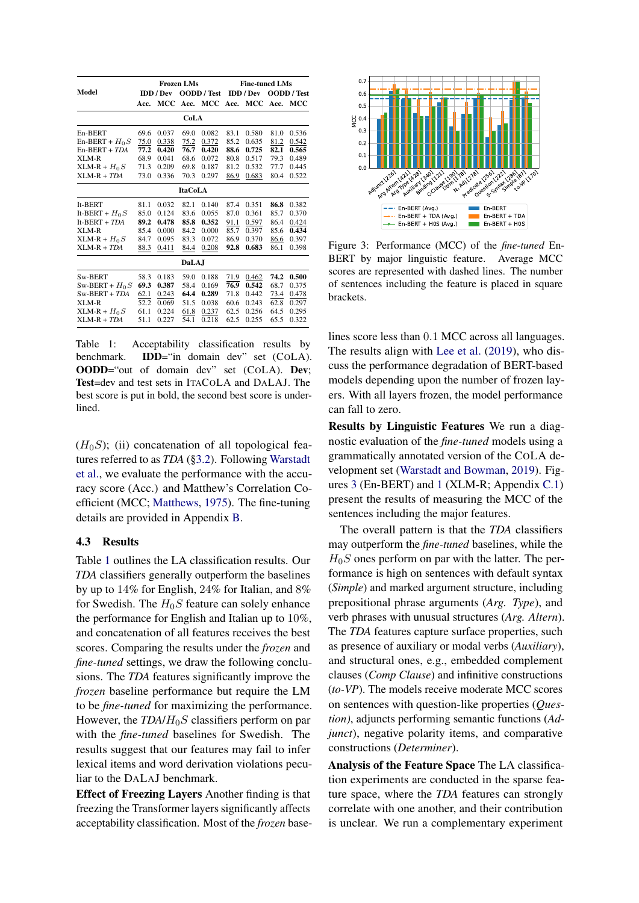| Model | Frozen LMs | | | | Fine-tuned LMs | | | |
|---|---|---|---|---|---|---|---|---|
| | IDD / Dev | | OODD / Test | | IDD / Dev | | OODD / Test | |
| | Acc. | MCC | Acc. | MCC | Acc. | MCC | Acc. | MCC |
| **CoLA** | | | | | | | | |
| En-BERT | 69.6 | 0.037 | 69.0 | 0.082 | 83.1 | 0.580 | 81.0 | 0.536 |
| En-BERT + $H_0S$ | 75.0 | 0.338 | 75.2 | 0.372 | 85.2 | 0.635 | 81.2 | 0.542 |
| En-BERT + *TDA* | **77.2** | **0.420** | **76.7** | **0.420** | **88.6** | **0.725** | **82.1** | **0.565** |
| XLM-R | 68.9 | 0.041 | 68.6 | 0.072 | 80.8 | 0.517 | 79.3 | 0.489 |
| XLM-R + $H_0S$ | 71.3 | 0.209 | 69.8 | 0.187 | 81.2 | 0.532 | 77.7 | 0.445 |
| XLM-R + *TDA* | 73.0 | 0.336 | 70.3 | 0.297 | 86.9 | 0.683 | 80.4 | 0.522 |
| **ItaCoLA** | | | | | | | | |
| It-BERT | 81.1 | 0.032 | 82.1 | 0.140 | 87.4 | 0.351 | **86.8** | 0.382 |
| It-BERT + $H_0S$ | 85.0 | 0.124 | 83.6 | 0.055 | 87.0 | 0.361 | 85.7 | 0.370 |
| It-BERT + *TDA* | **89.2** | **0.478** | **85.8** | **0.352** | 91.1 | 0.597 | 86.4 | 0.424 |
| XLM-R | 85.4 | 0.000 | 84.2 | 0.000 | 85.7 | 0.397 | 85.6 | **0.434** |
| XLM-R + $H_0S$ | 84.7 | 0.095 | 83.3 | 0.072 | 86.9 | 0.370 | 86.6 | 0.397 |
| XLM-R + *TDA* | 88.3 | 0.411 | 84.4 | 0.208 | **92.8** | **0.683** | 86.1 | 0.398 |
| **DaLAJ** | | | | | | | | |
| Sw-BERT | 58.3 | 0.183 | 59.0 | 0.188 | 71.9 | 0.462 | **74.2** | **0.500** |
| Sw-BERT + $H_0S$ | **69.3** | **0.387** | 58.4 | 0.169 | **76.9** | **0.542** | 68.7 | 0.375 |
| Sw-BERT + *TDA* | 62.1 | 0.243 | **64.4** | **0.289** | 71.8 | 0.442 | 73.4 | 0.478 |
| XLM-R | 52.2 | 0.069 | 51.5 | 0.038 | 60.6 | 0.243 | 62.8 | 0.297 |
| XLM-R + $H_0S$ | 61.1 | 0.224 | 61.8 | 0.237 | 62.5 | 0.256 | 64.5 | 0.295 |
| XLM-R + *TDA* | 51.1 | 0.227 | 54.1 | 0.218 | 62.5 | 0.255 | 65.5 | 0.322 |

Table 1: Acceptability classification results by benchmark. **IDD**="in domain dev" set (CoLA). **OODD**="out of domain dev" set (CoLA). **Dev**; **Test**=dev and test sets in ItaCoLA and DaLAJ. The best score is put in bold, the second best score is underlined.

($H_0S$); (ii) concatenation of all topological features referred to as *TDA* (§3.2). Following Warstadt et al., we evaluate the performance with the accuracy score (Acc.) and Matthew's Correlation Coefficient (MCC; Matthews, 1975). The fine-tuning details are provided in Appendix B.

### 4.3 Results

Table 1 outlines the LA classification results. Our *TDA* classifiers generally outperform the baselines by up to 14% for English, 24% for Italian, and 8% for Swedish. The $H_0S$ feature can solely enhance the performance for English and Italian up to 10%, and concatenation of all features receives the best scores. Comparing the results under the *frozen* and *fine-tuned* settings, we draw the following conclusions. The *TDA* features significantly improve the *frozen* baseline performance but require the LM to be *fine-tuned* for maximizing the performance. However, the *TDA*/$H_0S$ classifiers perform on par with the *fine-tuned* baselines for Swedish. The results suggest that our features may fail to infer lexical items and word derivation violations peculiar to the DaLAJ benchmark.

**Effect of Freezing Layers** Another finding is that freezing the Transformer layers significantly affects acceptability classification. Most of the *frozen* baselines score less than 0.1 MCC across all languages. The results align with Lee et al. (2019), who discuss the performance degradation of BERT-based models depending upon the number of frozen layers. With all layers frozen, the model performance can fall to zero.

Figure 3: Performance (MCC) of the *fine-tuned* En-BERT by major linguistic feature. Average MCC scores are represented with dashed lines. The number of sentences including the feature is placed in square brackets.

**Results by Linguistic Features** We run a diagnostic evaluation of the *fine-tuned* models using a grammatically annotated version of the CoLA development set (Warstadt and Bowman, 2019). Figures 3 (En-BERT) and 1 (XLM-R; Appendix C.1) present the results of measuring the MCC of the sentences including the major features.

The overall pattern is that the *TDA* classifiers may outperform the *fine-tuned* baselines, while the $H_0S$ ones perform on par with the latter. The performance is high on sentences with default syntax (*Simple*) and marked argument structure, including prepositional phrase arguments (*Arg. Type*), and verb phrases with unusual structures (*Arg. Altern*). The *TDA* features capture surface properties, such as presence of auxiliary or modal verbs (*Auxiliary*), and structural ones, e.g., embedded complement clauses (*Comp Clause*) and infinitive constructions (*to-VP*). The models receive moderate MCC scores on sentences with question-like properties (*Question*), adjuncts performing semantic functions (*Adjunct*), negative polarity items, and comparative constructions (*Determiner*).

**Analysis of the Feature Space** The LA classification experiments are conducted in the sparse feature space, where the *TDA* features can strongly correlate with one another, and their contribution is unclear. We run a complementary experiment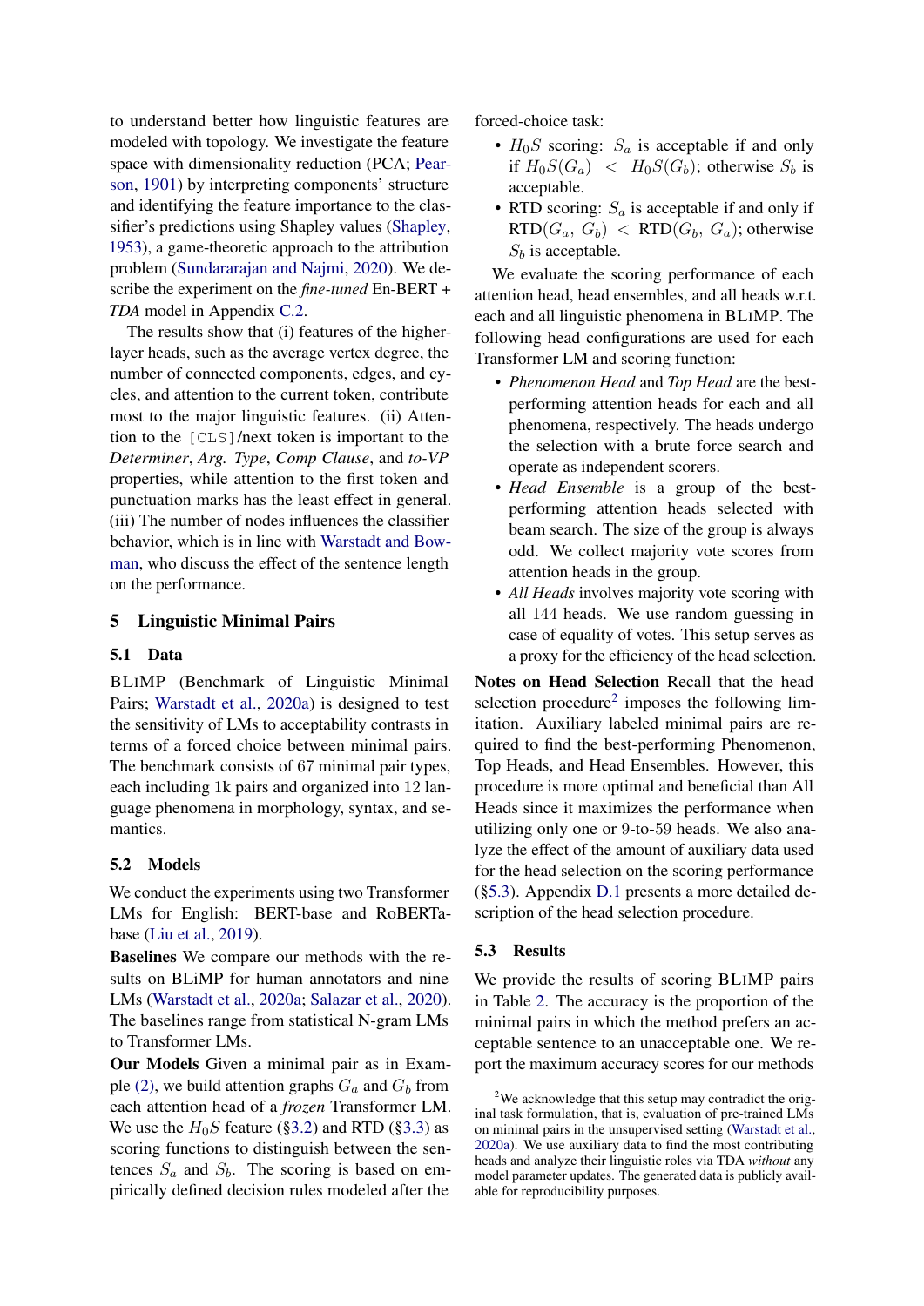to understand better how linguistic features are modeled with topology. We investigate the feature space with dimensionality reduction (PCA; Pearson, 1901) by interpreting components' structure and identifying the feature importance to the classifier's predictions using Shapley values (Shapley, 1953), a game-theoretic approach to the attribution problem (Sundararajan and Najmi, 2020). We describe the experiment on the *fine-tuned* En-BERT + *TDA* model in Appendix C.2.

The results show that (i) features of the higher-layer heads, such as the average vertex degree, the number of connected components, edges, and cycles, and attention to the current token, contribute most to the major linguistic features. (ii) Attention to the [CLS]/next token is important to the *Determiner*, *Arg. Type*, *Comp Clause*, and *to-VP* properties, while attention to the first token and punctuation marks has the least effect in general. (iii) The number of nodes influences the classifier behavior, which is in line with Warstadt and Bowman, who discuss the effect of the sentence length on the performance.

## 5 Linguistic Minimal Pairs

### 5.1 Data

BLiMP (Benchmark of Linguistic Minimal Pairs; Warstadt et al., 2020a) is designed to test the sensitivity of LMs to acceptability contrasts in terms of a forced choice between minimal pairs. The benchmark consists of 67 minimal pair types, each including 1k pairs and organized into 12 language phenomena in morphology, syntax, and semantics.

### 5.2 Models

We conduct the experiments using two Transformer LMs for English: BERT-base and RoBERTa-base (Liu et al., 2019).

**Baselines** We compare our methods with the results on BLiMP for human annotators and nine LMs (Warstadt et al., 2020a; Salazar et al., 2020). The baselines range from statistical N-gram LMs to Transformer LMs.

**Our Models** Given a minimal pair as in Example (2), we build attention graphs $G_a$ and $G_b$ from each attention head of a *frozen* Transformer LM. We use the $H_0S$ feature (§3.2) and RTD (§3.3) as scoring functions to distinguish between the sentences $S_a$ and $S_b$. The scoring is based on empirically defined decision rules modeled after the forced-choice task:

- $H_0S$ scoring: $S_a$ is acceptable if and only if $H_0S(G_a) < H_0S(G_b)$; otherwise $S_b$ is acceptable.
- RTD scoring: $S_a$ is acceptable if and only if RTD($G_a$, $G_b$) < RTD($G_b$, $G_a$); otherwise $S_b$ is acceptable.

We evaluate the scoring performance of each attention head, head ensembles, and all heads w.r.t. each and all linguistic phenomena in BLiMP. The following head configurations are used for each Transformer LM and scoring function:

- *Phenomenon Head* and *Top Head* are the best-performing attention heads for each and all phenomena, respectively. The heads undergo the selection with a brute force search and operate as independent scorers.
- *Head Ensemble* is a group of the best-performing attention heads selected with beam search. The size of the group is always odd. We collect majority vote scores from attention heads in the group.
- *All Heads* involves majority vote scoring with all 144 heads. We use random guessing in case of equality of votes. This setup serves as a proxy for the efficiency of the head selection.

**Notes on Head Selection** Recall that the head selection procedure[2] imposes the following limitation. Auxiliary labeled minimal pairs are required to find the best-performing Phenomenon, Top Heads, and Head Ensembles. However, this procedure is more optimal and beneficial than All Heads since it maximizes the performance when utilizing only one or 9-to-59 heads. We also analyze the effect of the amount of auxiliary data used for the head selection on the scoring performance (§5.3). Appendix D.1 presents a more detailed description of the head selection procedure.

### 5.3 Results

We provide the results of scoring BLiMP pairs in Table 2. The accuracy is the proportion of the minimal pairs in which the method prefers an acceptable sentence to an unacceptable one. We report the maximum accuracy scores for our methods

[2] We acknowledge that this setup may contradict the original task formulation, that is, evaluation of pre-trained LMs on minimal pairs in the unsupervised setting (Warstadt et al., 2020a). We use auxiliary data to find the most contributing heads and analyze their linguistic roles via TDA *without* any model parameter updates. The generated data is publicly available for reproducibility purposes.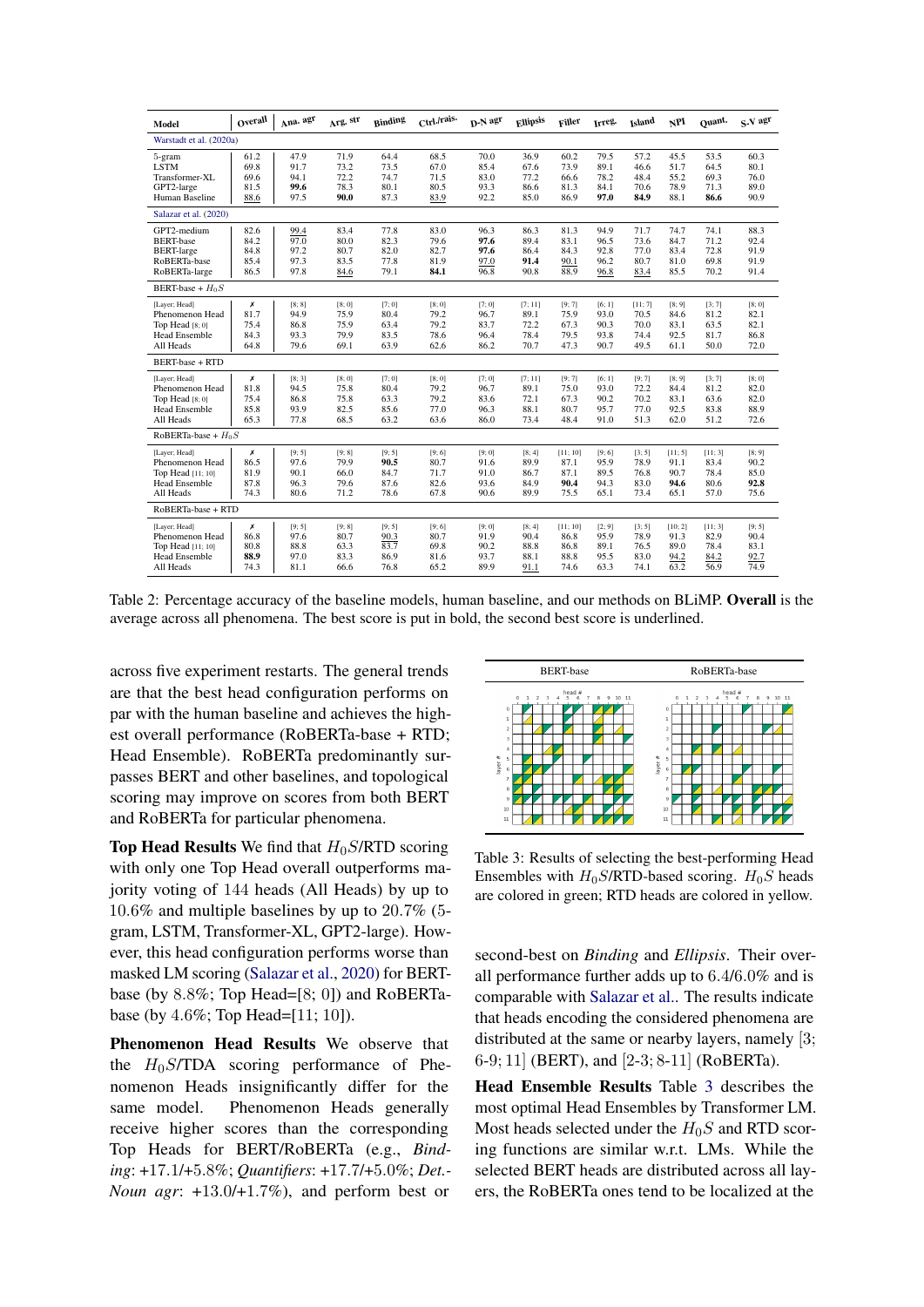| Model | Overall | Ana. agr | Arg. str | Binding | Ctrl./rais. | D-N agr | Ellipsis | Filler | Irreg. | Island | NPI | Quant. | S-V agr |
|---|---|---|---|---|---|---|---|---|---|---|---|---|---|
| Warstadt et al. (2020a) | | | | | | | | | | | | | |
| 5-gram | 61.2 | 47.9 | 71.9 | 64.4 | 68.5 | 70.0 | 36.9 | 60.2 | 79.5 | 57.2 | 45.5 | 53.5 | 60.3 |
| LSTM | 69.8 | 91.7 | 73.2 | 73.5 | 67.0 | 85.4 | 67.6 | 73.9 | 89.1 | 46.6 | 51.7 | 64.5 | 80.1 |
| Transformer-XL | 69.6 | 94.1 | 72.2 | 74.7 | 71.5 | 83.0 | 77.2 | 66.6 | 78.2 | 48.4 | 55.2 | 69.3 | 76.0 |
| GPT2-large | 81.5 | **99.6** | 78.3 | 80.1 | 80.5 | 93.3 | 86.6 | 81.3 | 84.1 | 70.6 | 78.9 | 71.3 | 89.0 |
| Human Baseline | 88.6 | 97.5 | **90.0** | 87.3 | 83.9 | 92.2 | 85.0 | 86.9 | **97.0** | **84.9** | 88.1 | **86.6** | 90.9 |
| Salazar et al. (2020) | | | | | | | | | | | | | |
| GPT2-medium | 82.6 | 99.4 | 83.4 | 77.8 | 83.0 | 96.3 | 86.3 | 81.3 | 94.9 | 71.7 | 74.7 | 74.1 | 88.3 |
| BERT-base | 84.2 | 97.0 | 80.0 | 82.3 | 79.6 | **97.6** | 89.4 | 83.1 | 96.5 | 73.6 | 84.7 | 71.2 | 92.4 |
| BERT-large | 84.8 | 97.2 | 80.7 | 82.0 | 82.7 | **97.6** | 86.4 | 84.3 | 92.8 | 77.0 | 83.4 | 72.8 | 91.9 |
| RoBERTa-base | 85.4 | 97.3 | 83.5 | 77.8 | 81.9 | 97.0 | **91.4** | 90.1 | 96.2 | 80.7 | 81.0 | 69.8 | 91.9 |
| RoBERTa-large | 86.5 | 97.8 | 84.6 | 79.1 | **84.1** | 96.8 | 90.8 | 88.9 | 96.8 | 83.4 | 85.5 | 70.2 | 91.4 |
| BERT-base + $H_0S$ | | | | | | | | | | | | | |
| [Layer; Head] | ✗ | [8; 8] | [8; 0] | [7; 0] | [8; 0] | [7; 0] | [7; 11] | [9; 7] | [6; 1] | [11; 7] | [8; 9] | [3; 7] | [8; 0] |
| Phenomenon Head | 81.7 | 94.9 | 75.9 | 80.4 | 79.2 | 96.7 | 89.1 | 75.9 | 93.0 | 70.5 | 84.6 | 81.2 | 82.1 |
| Top Head [8; 0] | 75.4 | 86.8 | 75.9 | 63.4 | 79.2 | 83.7 | 72.2 | 67.3 | 90.3 | 70.0 | 83.1 | 63.5 | 82.1 |
| Head Ensemble | 84.3 | 93.3 | 79.9 | 83.5 | 78.6 | 96.4 | 78.4 | 79.5 | 93.8 | 74.4 | 92.5 | 81.7 | 86.8 |
| All Heads | 64.8 | 79.6 | 69.1 | 63.9 | 62.6 | 86.2 | 70.7 | 47.3 | 90.7 | 49.5 | 61.1 | 50.0 | 72.0 |
| BERT-base + RTD | | | | | | | | | | | | | |
| [Layer; Head] | ✗ | [8; 3] | [8; 0] | [7; 0] | [8; 0] | [7; 0] | [7; 11] | [9; 7] | [6; 1] | [9; 7] | [8; 9] | [3; 7] | [8; 0] |
| Phenomenon Head | 81.8 | 94.5 | 75.8 | 80.4 | 79.2 | 96.7 | 89.1 | 75.0 | 93.0 | 72.2 | 84.4 | 81.2 | 82.0 |
| Top Head [8; 0] | 75.4 | 86.8 | 75.8 | 63.3 | 79.2 | 83.6 | 72.1 | 67.3 | 90.2 | 70.2 | 83.1 | 63.6 | 82.0 |
| Head Ensemble | 85.8 | 93.9 | 82.5 | 85.6 | 77.0 | 96.3 | 88.1 | 80.7 | 95.7 | 77.0 | 92.5 | 83.8 | 88.9 |
| All Heads | 65.3 | 77.8 | 68.5 | 63.2 | 63.6 | 86.0 | 73.4 | 48.4 | 91.0 | 51.3 | 62.0 | 51.2 | 72.6 |
| RoBERTa-base + $H_0S$ | | | | | | | | | | | | | |
| [Layer; Head] | ✗ | [9; 5] | [9; 8] | [9; 5] | [9; 6] | [9; 0] | [8; 4] | [11; 10] | [9; 6] | [3; 5] | [11; 5] | [11; 3] | [8; 9] |
| Phenomenon Head | 86.5 | 97.6 | 79.9 | **90.5** | 80.7 | 91.6 | 89.9 | 87.1 | 95.9 | 78.9 | 91.1 | 83.4 | 90.2 |
| Top Head [11; 10] | 81.9 | 90.1 | 66.0 | 84.7 | 71.7 | 91.0 | 86.7 | 87.1 | 89.5 | 76.8 | 90.7 | 78.4 | 85.0 |
| Head Ensemble | 87.8 | 96.3 | 79.6 | 87.6 | 82.6 | 93.6 | 84.9 | **90.4** | 94.3 | 83.0 | **94.6** | 80.6 | **92.8** |
| All Heads | 74.3 | 80.6 | 71.2 | 78.6 | 67.8 | 90.6 | 89.9 | 75.5 | 65.1 | 73.4 | 65.1 | 57.0 | 75.6 |
| RoBERTa-base + RTD | | | | | | | | | | | | | |
| [Layer; Head] | ✗ | [9; 5] | [9; 8] | [9; 5] | [9; 6] | [9; 0] | [8; 4] | [11; 10] | [2; 9] | [3; 5] | [10; 2] | [11; 3] | [9; 5] |
| Phenomenon Head | 86.8 | 97.6 | 80.7 | 90.3 | 80.7 | 91.9 | 90.4 | 86.8 | 95.9 | 78.9 | 91.3 | 82.9 | 90.4 |
| Top Head [11; 10] | 80.8 | 88.8 | 63.3 | 83.7 | 69.8 | 90.2 | 88.8 | 86.8 | 89.1 | 76.5 | 89.0 | 78.4 | 83.1 |
| Head Ensemble | **88.9** | 97.0 | 83.3 | 86.9 | 81.6 | 93.7 | 88.1 | 88.8 | 95.5 | 83.0 | 94.2 | 84.2 | 92.7 |
| All Heads | 74.3 | 81.1 | 66.6 | 76.8 | 65.2 | 89.9 | 91.1 | 74.6 | 63.3 | 74.1 | 63.2 | 56.9 | 74.9 |

Table 2: Percentage accuracy of the baseline models, human baseline, and our methods on BLiMP. **Overall** is the average across all phenomena. The best score is put in bold, the second best score is underlined.

across five experiment restarts. The general trends are that the best head configuration performs on par with the human baseline and achieves the highest overall performance (RoBERTa-base + RTD; Head Ensemble). RoBERTa predominantly surpasses BERT and other baselines, and topological scoring may improve on scores from both BERT and RoBERTa for particular phenomena.

**Top Head Results** We find that $H_0S$/RTD scoring with only one Top Head overall outperforms majority voting of 144 heads (All Heads) by up to 10.6% and multiple baselines by up to 20.7% (5-gram, LSTM, Transformer-XL, GPT2-large). However, this head configuration performs worse than masked LM scoring (Salazar et al., 2020) for BERT-base (by 8.8%; Top Head=[8; 0]) and RoBERTa-base (by 4.6%; Top Head=[11; 10]).

**Phenomenon Head Results** We observe that the $H_0S$/TDA scoring performance of Phenomenon Heads insignificantly differ for the same model. Phenomenon Heads generally receive higher scores than the corresponding Top Heads for BERT/RoBERTa (e.g., *Binding*: +17.1/+5.8%; *Quantifiers*: +17.7/+5.0%; *Det.-Noun agr*: +13.0/+1.7%), and perform best or second-best on *Binding* and *Ellipsis*. Their overall performance further adds up to 6.4/6.0% and is comparable with Salazar et al.. The results indicate that heads encoding the considered phenomena are distributed at the same or nearby layers, namely [3; 6-9; 11] (BERT), and [2-3; 8-11] (RoBERTa).

Table 3: Results of selecting the best-performing Head Ensembles with $H_0S$/RTD-based scoring. $H_0S$ heads are colored in green; RTD heads are colored in yellow.

**Head Ensemble Results** Table 3 describes the most optimal Head Ensembles by Transformer LM. Most heads selected under the $H_0S$ and RTD scoring functions are similar w.r.t. LMs. While the selected BERT heads are distributed across all layers, the RoBERTa ones tend to be localized at the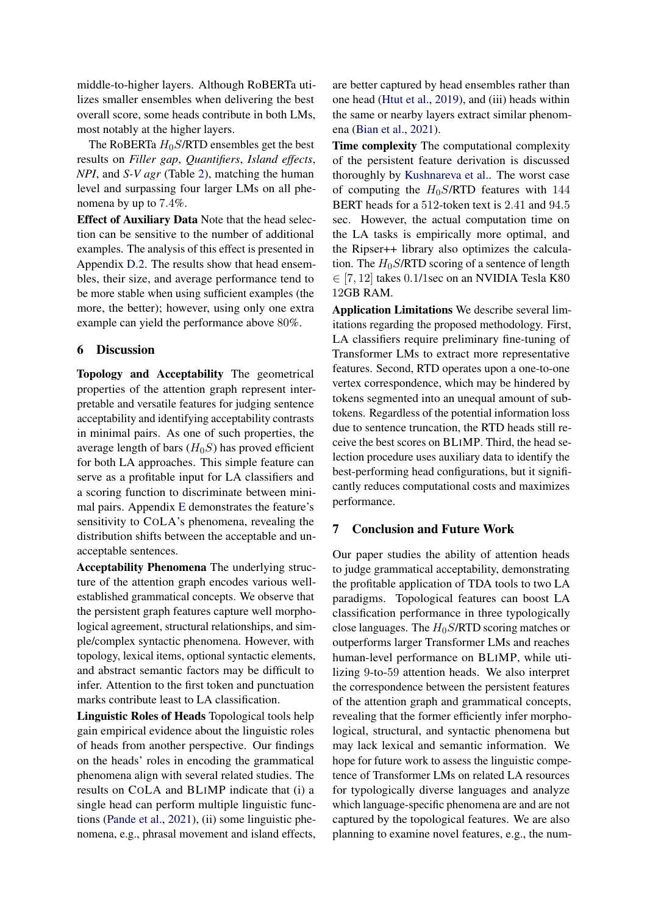middle-to-higher layers. Although RoBERTa utilizes smaller ensembles when delivering the best overall score, some heads contribute in both LMs, most notably at the higher layers.

The RoBERTa $H_0S$/RTD ensembles get the best results on *Filler gap*, *Quantifiers*, *Island effects*, *NPI*, and *S-V agr* (Table 2), matching the human level and surpassing four larger LMs on all phenomena by up to 7.4%.

**Effect of Auxiliary Data** Note that the head selection can be sensitive to the number of additional examples. The analysis of this effect is presented in Appendix D.2. The results show that head ensembles, their size, and average performance tend to be more stable when using sufficient examples (the more, the better); however, using only one extra example can yield the performance above 80%.

## 6 Discussion

**Topology and Acceptability** The geometrical properties of the attention graph represent interpretable and versatile features for judging sentence acceptability and identifying acceptability contrasts in minimal pairs. As one of such properties, the average length of bars ($H_0S$) has proved efficient for both LA approaches. This simple feature can serve as a profitable input for LA classifiers and a scoring function to discriminate between minimal pairs. Appendix E demonstrates the feature's sensitivity to CoLA's phenomena, revealing the distribution shifts between the acceptable and unacceptable sentences.

**Acceptability Phenomena** The underlying structure of the attention graph encodes various well-established grammatical concepts. We observe that the persistent graph features capture well morphological agreement, structural relationships, and simple/complex syntactic phenomena. However, with topology, lexical items, optional syntactic elements, and abstract semantic factors may be difficult to infer. Attention to the first token and punctuation marks contribute least to LA classification.

**Linguistic Roles of Heads** Topological tools help gain empirical evidence about the linguistic roles of heads from another perspective. Our findings on the heads' roles in encoding the grammatical phenomena align with several related studies. The results on CoLA and BLiMP indicate that (i) a single head can perform multiple linguistic functions (Pande et al., 2021), (ii) some linguistic phenomena, e.g., phrasal movement and island effects, are better captured by head ensembles rather than one head (Htut et al., 2019), and (iii) heads within the same or nearby layers extract similar phenomena (Bian et al., 2021).

**Time complexity** The computational complexity of the persistent feature derivation is discussed thoroughly by Kushnareva et al.. The worst case of computing the $H_0S$/RTD features with 144 BERT heads for a 512-token text is 2.41 and 94.5 sec. However, the actual computation time on the LA tasks is empirically more optimal, and the Ripser++ library also optimizes the calculation. The $H_0S$/RTD scoring of a sentence of length $\in [7, 12]$ takes 0.1/1sec on an NVIDIA Tesla K80 12GB RAM.

**Application Limitations** We describe several limitations regarding the proposed methodology. First, LA classifiers require preliminary fine-tuning of Transformer LMs to extract more representative features. Second, RTD operates upon a one-to-one vertex correspondence, which may be hindered by tokens segmented into an unequal amount of subtokens. Regardless of the potential information loss due to sentence truncation, the RTD heads still receive the best scores on BLiMP. Third, the head selection procedure uses auxiliary data to identify the best-performing head configurations, but it significantly reduces computational costs and maximizes performance.

## 7 Conclusion and Future Work

Our paper studies the ability of attention heads to judge grammatical acceptability, demonstrating the profitable application of TDA tools to two LA paradigms. Topological features can boost LA classification performance in three typologically close languages. The $H_0S$/RTD scoring matches or outperforms larger Transformer LMs and reaches human-level performance on BLiMP, while utilizing 9-to-59 attention heads. We also interpret the correspondence between the persistent features of the attention graph and grammatical concepts, revealing that the former efficiently infer morphological, structural, and syntactic phenomena but may lack lexical and semantic information. We hope for future work to assess the linguistic competence of Transformer LMs on related LA resources for typologically diverse languages and analyze which language-specific phenomena are and are not captured by the topological features. We are also planning to examine novel features, e.g., the num-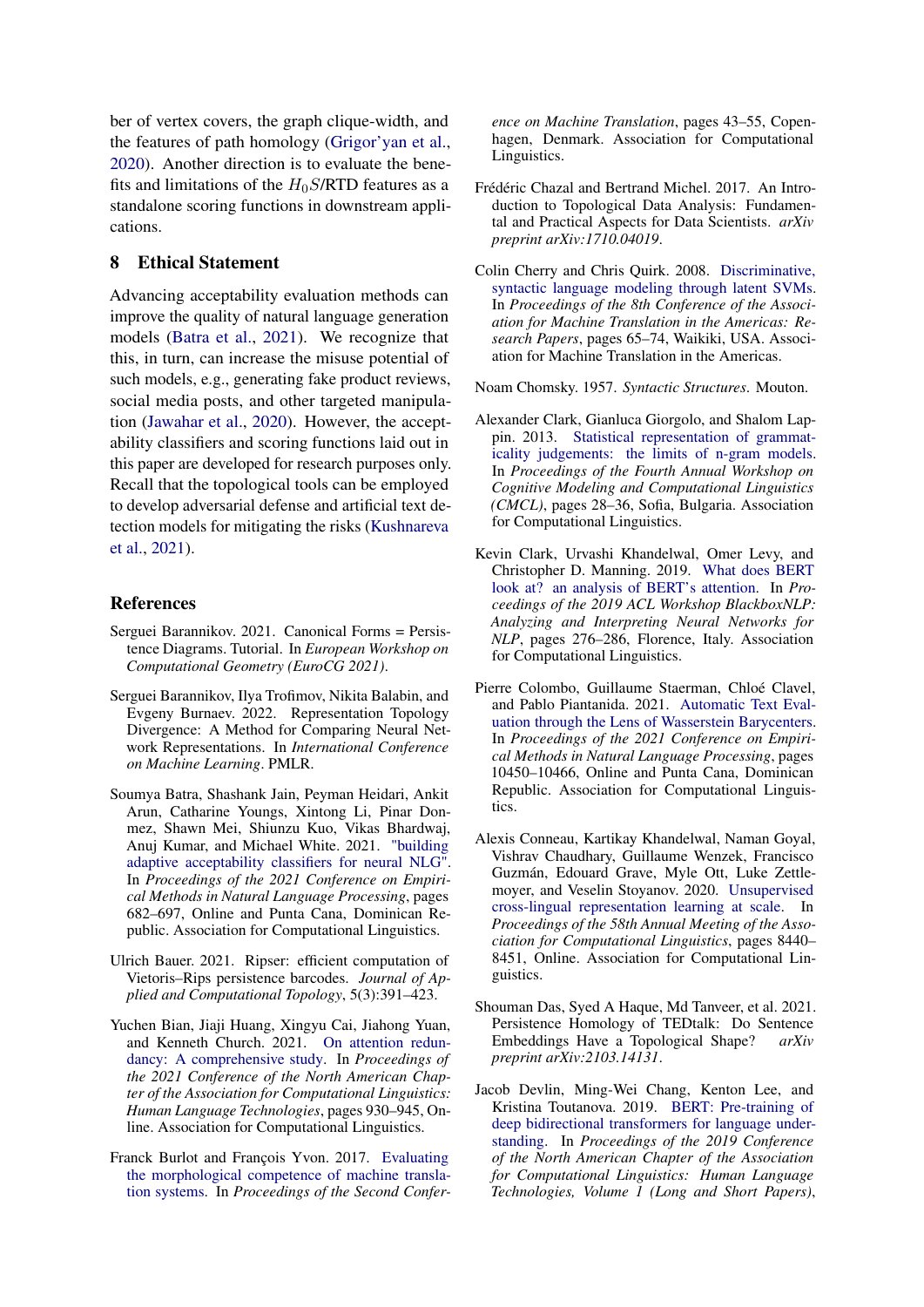ber of vertex covers, the graph clique-width, and the features of path homology (Grigor'yan et al., 2020). Another direction is to evaluate the benefits and limitations of the $H_0S$/RTD features as a standalone scoring functions in downstream applications.

## 8 Ethical Statement

Advancing acceptability evaluation methods can improve the quality of natural language generation models (Batra et al., 2021). We recognize that this, in turn, can increase the misuse potential of such models, e.g., generating fake product reviews, social media posts, and other targeted manipulation (Jawahar et al., 2020). However, the acceptability classifiers and scoring functions laid out in this paper are developed for research purposes only. Recall that the topological tools can be employed to develop adversarial defense and artificial text detection models for mitigating the risks (Kushnareva et al., 2021).

## References

Serguei Barannikov. 2021. Canonical Forms = Persistence Diagrams. Tutorial. In *European Workshop on Computational Geometry (EuroCG 2021)*.

Serguei Barannikov, Ilya Trofimov, Nikita Balabin, and Evgeny Burnaev. 2022. Representation Topology Divergence: A Method for Comparing Neural Network Representations. In *International Conference on Machine Learning*. PMLR.

Soumya Batra, Shashank Jain, Peyman Heidari, Ankit Arun, Catharine Youngs, Xintong Li, Pinar Donmez, Shawn Mei, Shiunzu Kuo, Vikas Bhardwaj, Anuj Kumar, and Michael White. 2021. "building adaptive acceptability classifiers for neural NLG". In *Proceedings of the 2021 Conference on Empirical Methods in Natural Language Processing*, pages 682–697, Online and Punta Cana, Dominican Republic. Association for Computational Linguistics.

Ulrich Bauer. 2021. Ripser: efficient computation of Vietoris–Rips persistence barcodes. *Journal of Applied and Computational Topology*, 5(3):391–423.

Yuchen Bian, Jiaji Huang, Xingyu Cai, Jiahong Yuan, and Kenneth Church. 2021. On attention redundancy: A comprehensive study. In *Proceedings of the 2021 Conference of the North American Chapter of the Association for Computational Linguistics: Human Language Technologies*, pages 930–945, Online. Association for Computational Linguistics.

Franck Burlot and François Yvon. 2017. Evaluating the morphological competence of machine translation systems. In *Proceedings of the Second Conference on Machine Translation*, pages 43–55, Copenhagen, Denmark. Association for Computational Linguistics.

Frédéric Chazal and Bertrand Michel. 2017. An Introduction to Topological Data Analysis: Fundamental and Practical Aspects for Data Scientists. *arXiv preprint arXiv:1710.04019*.

Colin Cherry and Chris Quirk. 2008. Discriminative, syntactic language modeling through latent SVMs. In *Proceedings of the 8th Conference of the Association for Machine Translation in the Americas: Research Papers*, pages 65–74, Waikiki, USA. Association for Machine Translation in the Americas.

Noam Chomsky. 1957. *Syntactic Structures*. Mouton.

Alexander Clark, Gianluca Giorgolo, and Shalom Lappin. 2013. Statistical representation of grammaticality judgements: the limits of n-gram models. In *Proceedings of the Fourth Annual Workshop on Cognitive Modeling and Computational Linguistics (CMCL)*, pages 28–36, Sofia, Bulgaria. Association for Computational Linguistics.

Kevin Clark, Urvashi Khandelwal, Omer Levy, and Christopher D. Manning. 2019. What does BERT look at? an analysis of BERT's attention. In *Proceedings of the 2019 ACL Workshop BlackboxNLP: Analyzing and Interpreting Neural Networks for NLP*, pages 276–286, Florence, Italy. Association for Computational Linguistics.

Pierre Colombo, Guillaume Staerman, Chloé Clavel, and Pablo Piantanida. 2021. Automatic Text Evaluation through the Lens of Wasserstein Barycenters. In *Proceedings of the 2021 Conference on Empirical Methods in Natural Language Processing*, pages 10450–10466, Online and Punta Cana, Dominican Republic. Association for Computational Linguistics.

Alexis Conneau, Kartikay Khandelwal, Naman Goyal, Vishrav Chaudhary, Guillaume Wenzek, Francisco Guzmán, Edouard Grave, Myle Ott, Luke Zettlemoyer, and Veselin Stoyanov. 2020. Unsupervised cross-lingual representation learning at scale. In *Proceedings of the 58th Annual Meeting of the Association for Computational Linguistics*, pages 8440–8451, Online. Association for Computational Linguistics.

Shouman Das, Syed A Haque, Md Tanveer, et al. 2021. Persistence Homology of TEDtalk: Do Sentence Embeddings Have a Topological Shape? *arXiv preprint arXiv:2103.14131*.

Jacob Devlin, Ming-Wei Chang, Kenton Lee, and Kristina Toutanova. 2019. BERT: Pre-training of deep bidirectional transformers for language understanding. In *Proceedings of the 2019 Conference of the North American Chapter of the Association for Computational Linguistics: Human Language Technologies, Volume 1 (Long and Short Papers)*,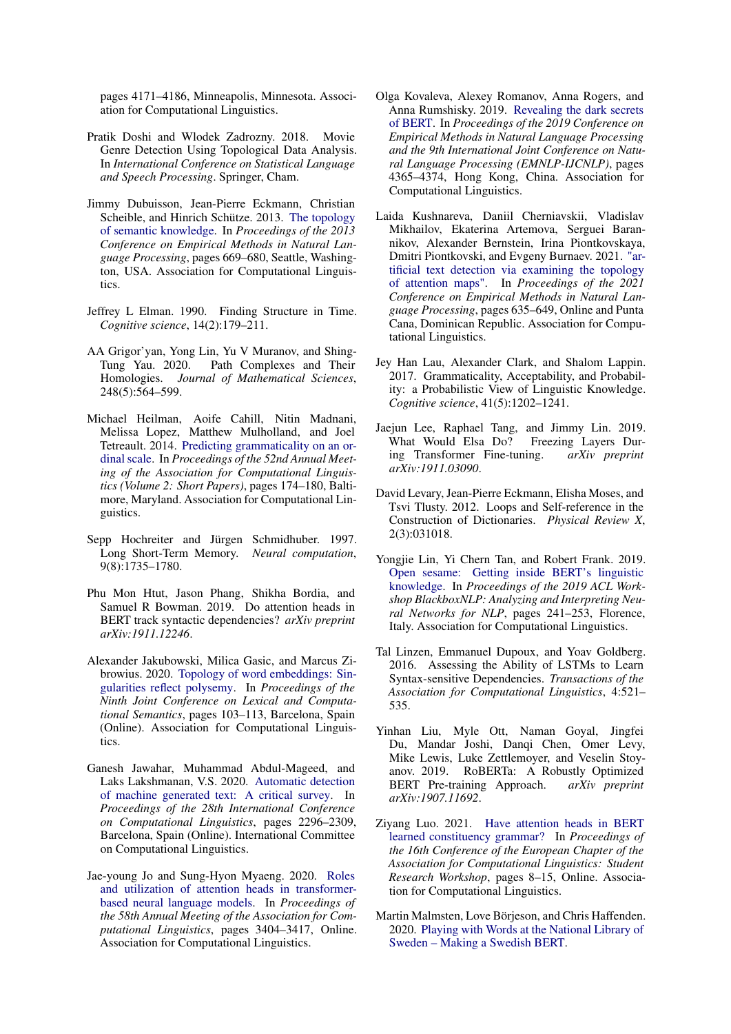pages 4171–4186, Minneapolis, Minnesota. Association for Computational Linguistics.

Pratik Doshi and Wlodek Zadrozny. 2018. Movie Genre Detection Using Topological Data Analysis. In *International Conference on Statistical Language and Speech Processing*. Springer, Cham.

Jimmy Dubuisson, Jean-Pierre Eckmann, Christian Scheible, and Hinrich Schütze. 2013. The topology of semantic knowledge. In *Proceedings of the 2013 Conference on Empirical Methods in Natural Language Processing*, pages 669–680, Seattle, Washington, USA. Association for Computational Linguistics.

Jeffrey L Elman. 1990. Finding Structure in Time. *Cognitive science*, 14(2):179–211.

AA Grigor'yan, Yong Lin, Yu V Muranov, and Shing-Tung Yau. 2020. Path Complexes and Their Homologies. *Journal of Mathematical Sciences*, 248(5):564–599.

Michael Heilman, Aoife Cahill, Nitin Madnani, Melissa Lopez, Matthew Mulholland, and Joel Tetreault. 2014. Predicting grammaticality on an ordinal scale. In *Proceedings of the 52nd Annual Meeting of the Association for Computational Linguistics (Volume 2: Short Papers)*, pages 174–180, Baltimore, Maryland. Association for Computational Linguistics.

Sepp Hochreiter and Jürgen Schmidhuber. 1997. Long Short-Term Memory. *Neural computation*, 9(8):1735–1780.

Phu Mon Htut, Jason Phang, Shikha Bordia, and Samuel R Bowman. 2019. Do attention heads in BERT track syntactic dependencies? *arXiv preprint arXiv:1911.12246*.

Alexander Jakubowski, Milica Gasic, and Marcus Zibrowius. 2020. Topology of word embeddings: Singularities reflect polysemy. In *Proceedings of the Ninth Joint Conference on Lexical and Computational Semantics*, pages 103–113, Barcelona, Spain (Online). Association for Computational Linguistics.

Ganesh Jawahar, Muhammad Abdul-Mageed, and Laks Lakshmanan, V.S. 2020. Automatic detection of machine generated text: A critical survey. In *Proceedings of the 28th International Conference on Computational Linguistics*, pages 2296–2309, Barcelona, Spain (Online). International Committee on Computational Linguistics.

Jae-young Jo and Sung-Hyon Myaeng. 2020. Roles and utilization of attention heads in transformer-based neural language models. In *Proceedings of the 58th Annual Meeting of the Association for Computational Linguistics*, pages 3404–3417, Online. Association for Computational Linguistics.

Olga Kovaleva, Alexey Romanov, Anna Rogers, and Anna Rumshisky. 2019. Revealing the dark secrets of BERT. In *Proceedings of the 2019 Conference on Empirical Methods in Natural Language Processing and the 9th International Joint Conference on Natural Language Processing (EMNLP-IJCNLP)*, pages 4365–4374, Hong Kong, China. Association for Computational Linguistics.

Laida Kushnareva, Daniil Cherniavskii, Vladislav Mikhailov, Ekaterina Artemova, Serguei Barannikov, Alexander Bernstein, Irina Piontkovskaya, Dmitri Piontkovski, and Evgeny Burnaev. 2021. "artificial text detection via examining the topology of attention maps". In *Proceedings of the 2021 Conference on Empirical Methods in Natural Language Processing*, pages 635–649, Online and Punta Cana, Dominican Republic. Association for Computational Linguistics.

Jey Han Lau, Alexander Clark, and Shalom Lappin. 2017. Grammaticality, Acceptability, and Probability: a Probabilistic View of Linguistic Knowledge. *Cognitive science*, 41(5):1202–1241.

Jaejun Lee, Raphael Tang, and Jimmy Lin. 2019. What Would Elsa Do? Freezing Layers During Transformer Fine-tuning. *arXiv preprint arXiv:1911.03090*.

David Levary, Jean-Pierre Eckmann, Elisha Moses, and Tsvi Tlusty. 2012. Loops and Self-reference in the Construction of Dictionaries. *Physical Review X*, 2(3):031018.

Yongjie Lin, Yi Chern Tan, and Robert Frank. 2019. Open sesame: Getting inside BERT's linguistic knowledge. In *Proceedings of the 2019 ACL Workshop BlackboxNLP: Analyzing and Interpreting Neural Networks for NLP*, pages 241–253, Florence, Italy. Association for Computational Linguistics.

Tal Linzen, Emmanuel Dupoux, and Yoav Goldberg. 2016. Assessing the Ability of LSTMs to Learn Syntax-sensitive Dependencies. *Transactions of the Association for Computational Linguistics*, 4:521–535.

Yinhan Liu, Myle Ott, Naman Goyal, Jingfei Du, Mandar Joshi, Danqi Chen, Omer Levy, Mike Lewis, Luke Zettlemoyer, and Veselin Stoyanov. 2019. RoBERTa: A Robustly Optimized BERT Pre-training Approach. *arXiv preprint arXiv:1907.11692*.

Ziyang Luo. 2021. Have attention heads in BERT learned constituency grammar? In *Proceedings of the 16th Conference of the European Chapter of the Association for Computational Linguistics: Student Research Workshop*, pages 8–15, Online. Association for Computational Linguistics.

Martin Malmsten, Love Börjeson, and Chris Haffenden. 2020. Playing with Words at the National Library of Sweden – Making a Swedish BERT.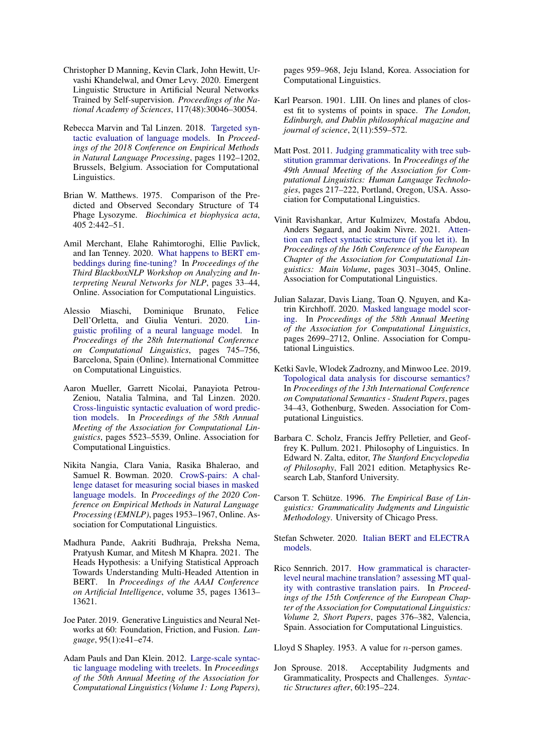Christopher D Manning, Kevin Clark, John Hewitt, Urvashi Khandelwal, and Omer Levy. 2020. Emergent Linguistic Structure in Artificial Neural Networks Trained by Self-supervision. *Proceedings of the National Academy of Sciences*, 117(48):30046–30054.

Rebecca Marvin and Tal Linzen. 2018. Targeted syntactic evaluation of language models. In *Proceedings of the 2018 Conference on Empirical Methods in Natural Language Processing*, pages 1192–1202, Brussels, Belgium. Association for Computational Linguistics.

Brian W. Matthews. 1975. Comparison of the Predicted and Observed Secondary Structure of T4 Phage Lysozyme. *Biochimica et biophysica acta*, 405 2:442–51.

Amil Merchant, Elahe Rahimtoroghi, Ellie Pavlick, and Ian Tenney. 2020. What happens to BERT embeddings during fine-tuning? In *Proceedings of the Third BlackboxNLP Workshop on Analyzing and Interpreting Neural Networks for NLP*, pages 33–44, Online. Association for Computational Linguistics.

Alessio Miaschi, Dominique Brunato, Felice Dell'Orletta, and Giulia Venturi. 2020. Linguistic profiling of a neural language model. In *Proceedings of the 28th International Conference on Computational Linguistics*, pages 745–756, Barcelona, Spain (Online). International Committee on Computational Linguistics.

Aaron Mueller, Garrett Nicolai, Panayiota Petrou-Zeniou, Natalia Talmina, and Tal Linzen. 2020. Cross-linguistic syntactic evaluation of word prediction models. In *Proceedings of the 58th Annual Meeting of the Association for Computational Linguistics*, pages 5523–5539, Online. Association for Computational Linguistics.

Nikita Nangia, Clara Vania, Rasika Bhalerao, and Samuel R. Bowman. 2020. CrowS-pairs: A challenge dataset for measuring social biases in masked language models. In *Proceedings of the 2020 Conference on Empirical Methods in Natural Language Processing (EMNLP)*, pages 1953–1967, Online. Association for Computational Linguistics.

Madhura Pande, Aakriti Budhraja, Preksha Nema, Pratyush Kumar, and Mitesh M Khapra. 2021. The Heads Hypothesis: a Unifying Statistical Approach Towards Understanding Multi-Headed Attention in BERT. In *Proceedings of the AAAI Conference on Artificial Intelligence*, volume 35, pages 13613–13621.

Joe Pater. 2019. Generative Linguistics and Neural Networks at 60: Foundation, Friction, and Fusion. *Language*, 95(1):e41–e74.

Adam Pauls and Dan Klein. 2012. Large-scale syntactic language modeling with treelets. In *Proceedings of the 50th Annual Meeting of the Association for Computational Linguistics (Volume 1: Long Papers)*, pages 959–968, Jeju Island, Korea. Association for Computational Linguistics.

Karl Pearson. 1901. LIII. On lines and planes of closest fit to systems of points in space. *The London, Edinburgh, and Dublin philosophical magazine and journal of science*, 2(11):559–572.

Matt Post. 2011. Judging grammaticality with tree substitution grammar derivations. In *Proceedings of the 49th Annual Meeting of the Association for Computational Linguistics: Human Language Technologies*, pages 217–222, Portland, Oregon, USA. Association for Computational Linguistics.

Vinit Ravishankar, Artur Kulmizev, Mostafa Abdou, Anders Søgaard, and Joakim Nivre. 2021. Attention can reflect syntactic structure (if you let it). In *Proceedings of the 16th Conference of the European Chapter of the Association for Computational Linguistics: Main Volume*, pages 3031–3045, Online. Association for Computational Linguistics.

Julian Salazar, Davis Liang, Toan Q. Nguyen, and Katrin Kirchhoff. 2020. Masked language model scoring. In *Proceedings of the 58th Annual Meeting of the Association for Computational Linguistics*, pages 2699–2712, Online. Association for Computational Linguistics.

Ketki Savle, Wlodek Zadrozny, and Minwoo Lee. 2019. Topological data analysis for discourse semantics? In *Proceedings of the 13th International Conference on Computational Semantics - Student Papers*, pages 34–43, Gothenburg, Sweden. Association for Computational Linguistics.

Barbara C. Scholz, Francis Jeffry Pelletier, and Geoffrey K. Pullum. 2021. Philosophy of Linguistics. In Edward N. Zalta, editor, *The Stanford Encyclopedia of Philosophy*, Fall 2021 edition. Metaphysics Research Lab, Stanford University.

Carson T. Schütze. 1996. *The Empirical Base of Linguistics: Grammaticality Judgments and Linguistic Methodology*. University of Chicago Press.

Stefan Schweter. 2020. Italian BERT and ELECTRA models.

Rico Sennrich. 2017. How grammatical is character-level neural machine translation? assessing MT quality with contrastive translation pairs. In *Proceedings of the 15th Conference of the European Chapter of the Association for Computational Linguistics: Volume 2, Short Papers*, pages 376–382, Valencia, Spain. Association for Computational Linguistics.

Lloyd S Shapley. 1953. A value for $n$-person games.

Jon Sprouse. 2018. Acceptability Judgments and Grammaticality, Prospects and Challenges. *Syntactic Structures after*, 60:195–224.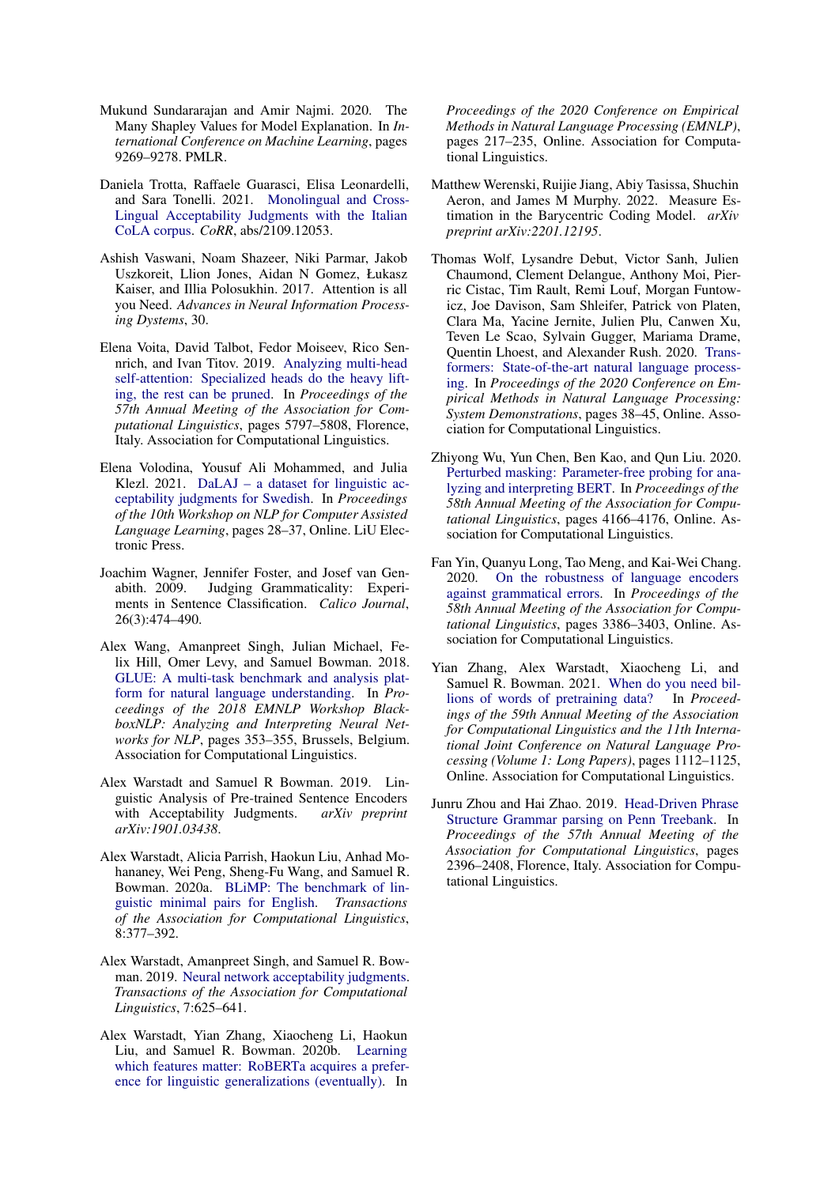Mukund Sundararajan and Amir Najmi. 2020. The Many Shapley Values for Model Explanation. In *International Conference on Machine Learning*, pages 9269–9278. PMLR.

Daniela Trotta, Raffaele Guarasci, Elisa Leonardelli, and Sara Tonelli. 2021. Monolingual and Cross-Lingual Acceptability Judgments with the Italian CoLA corpus. *CoRR*, abs/2109.12053.

Ashish Vaswani, Noam Shazeer, Niki Parmar, Jakob Uszkoreit, Llion Jones, Aidan N Gomez, Łukasz Kaiser, and Illia Polosukhin. 2017. Attention is all you Need. *Advances in Neural Information Processing Dystems*, 30.

Elena Voita, David Talbot, Fedor Moiseev, Rico Sennrich, and Ivan Titov. 2019. Analyzing multi-head self-attention: Specialized heads do the heavy lifting, the rest can be pruned. In *Proceedings of the 57th Annual Meeting of the Association for Computational Linguistics*, pages 5797–5808, Florence, Italy. Association for Computational Linguistics.

Elena Volodina, Yousuf Ali Mohammed, and Julia Klezl. 2021. DaLAJ – a dataset for linguistic acceptability judgments for Swedish. In *Proceedings of the 10th Workshop on NLP for Computer Assisted Language Learning*, pages 28–37, Online. LiU Electronic Press.

Joachim Wagner, Jennifer Foster, and Josef van Genabith. 2009. Judging Grammaticality: Experiments in Sentence Classification. *Calico Journal*, 26(3):474–490.

Alex Wang, Amanpreet Singh, Julian Michael, Felix Hill, Omer Levy, and Samuel Bowman. 2018. GLUE: A multi-task benchmark and analysis platform for natural language understanding. In *Proceedings of the 2018 EMNLP Workshop BlackboxNLP: Analyzing and Interpreting Neural Networks for NLP*, pages 353–355, Brussels, Belgium. Association for Computational Linguistics.

Alex Warstadt and Samuel R Bowman. 2019. Linguistic Analysis of Pre-trained Sentence Encoders with Acceptability Judgments. *arXiv preprint arXiv:1901.03438*.

Alex Warstadt, Alicia Parrish, Haokun Liu, Anhad Mohananey, Wei Peng, Sheng-Fu Wang, and Samuel R. Bowman. 2020a. BLiMP: The benchmark of linguistic minimal pairs for English. *Transactions of the Association for Computational Linguistics*, 8:377–392.

Alex Warstadt, Amanpreet Singh, and Samuel R. Bowman. 2019. Neural network acceptability judgments. *Transactions of the Association for Computational Linguistics*, 7:625–641.

Alex Warstadt, Yian Zhang, Xiaocheng Li, Haokun Liu, and Samuel R. Bowman. 2020b. Learning which features matter: RoBERTa acquires a preference for linguistic generalizations (eventually). In *Proceedings of the 2020 Conference on Empirical Methods in Natural Language Processing (EMNLP)*, pages 217–235, Online. Association for Computational Linguistics.

Matthew Werenski, Ruijie Jiang, Abiy Tasissa, Shuchin Aeron, and James M Murphy. 2022. Measure Estimation in the Barycentric Coding Model. *arXiv preprint arXiv:2201.12195*.

Thomas Wolf, Lysandre Debut, Victor Sanh, Julien Chaumond, Clement Delangue, Anthony Moi, Pierric Cistac, Tim Rault, Remi Louf, Morgan Funtowicz, Joe Davison, Sam Shleifer, Patrick von Platen, Clara Ma, Yacine Jernite, Julien Plu, Canwen Xu, Teven Le Scao, Sylvain Gugger, Mariama Drame, Quentin Lhoest, and Alexander Rush. 2020. Transformers: State-of-the-art natural language processing. In *Proceedings of the 2020 Conference on Empirical Methods in Natural Language Processing: System Demonstrations*, pages 38–45, Online. Association for Computational Linguistics.

Zhiyong Wu, Yun Chen, Ben Kao, and Qun Liu. 2020. Perturbed masking: Parameter-free probing for analyzing and interpreting BERT. In *Proceedings of the 58th Annual Meeting of the Association for Computational Linguistics*, pages 4166–4176, Online. Association for Computational Linguistics.

Fan Yin, Quanyu Long, Tao Meng, and Kai-Wei Chang. 2020. On the robustness of language encoders against grammatical errors. In *Proceedings of the 58th Annual Meeting of the Association for Computational Linguistics*, pages 3386–3403, Online. Association for Computational Linguistics.

Yian Zhang, Alex Warstadt, Xiaocheng Li, and Samuel R. Bowman. 2021. When do you need billions of words of pretraining data? In *Proceedings of the 59th Annual Meeting of the Association for Computational Linguistics and the 11th International Joint Conference on Natural Language Processing (Volume 1: Long Papers)*, pages 1112–1125, Online. Association for Computational Linguistics.

Junru Zhou and Hai Zhao. 2019. Head-Driven Phrase Structure Grammar parsing on Penn Treebank. In *Proceedings of the 57th Annual Meeting of the Association for Computational Linguistics*, pages 2396–2408, Florence, Italy. Association for Computational Linguistics.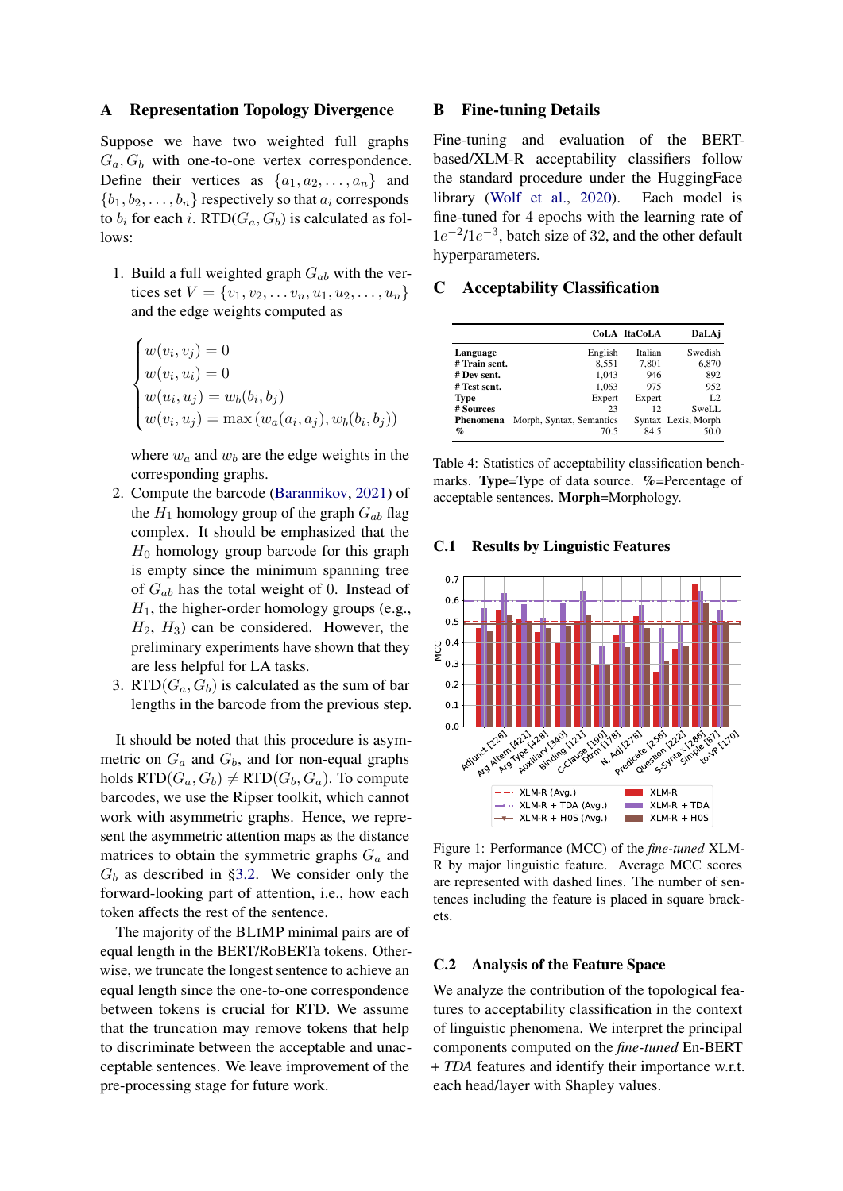## A Representation Topology Divergence

Suppose we have two weighted full graphs $G_a, G_b$ with one-to-one vertex correspondence. Define their vertices as $\{a_1, a_2, \ldots, a_n\}$ and $\{b_1, b_2, \ldots, b_n\}$ respectively so that $a_i$ corresponds to $b_i$ for each $i$. RTD($G_a, G_b$) is calculated as follows:

1. Build a full weighted graph $G_{ab}$ with the vertices set $V = \{v_1, v_2, \ldots v_n, u_1, u_2, \ldots, u_n\}$ and the edge weights computed as

$$\begin{cases} w(v_i, v_j) = 0 \\ w(v_i, u_i) = 0 \\ w(u_i, u_j) = w_b(b_i, b_j) \\ w(v_i, u_j) = \max\left(w_a(a_i, a_j), w_b(b_i, b_j)\right) \end{cases}$$

   where $w_a$ and $w_b$ are the edge weights in the corresponding graphs.
2. Compute the barcode (Barannikov, 2021) of the $H_1$ homology group of the graph $G_{ab}$ flag complex. It should be emphasized that the $H_0$ homology group barcode for this graph is empty since the minimum spanning tree of $G_{ab}$ has the total weight of 0. Instead of $H_1$, the higher-order homology groups (e.g., $H_2$, $H_3$) can be considered. However, the preliminary experiments have shown that they are less helpful for LA tasks.
3. RTD($G_a, G_b$) is calculated as the sum of bar lengths in the barcode from the previous step.

It should be noted that this procedure is asymmetric on $G_a$ and $G_b$, and for non-equal graphs holds RTD($G_a, G_b$) $\neq$ RTD($G_b, G_a$). To compute barcodes, we use the Ripser toolkit, which cannot work with asymmetric graphs. Hence, we represent the asymmetric attention maps as the distance matrices to obtain the symmetric graphs $G_a$ and $G_b$ as described in §3.2. We consider only the forward-looking part of attention, i.e., how each token affects the rest of the sentence.

The majority of the BLIMP minimal pairs are of equal length in the BERT/RoBERTa tokens. Otherwise, we truncate the longest sentence to achieve an equal length since the one-to-one correspondence between tokens is crucial for RTD. We assume that the truncation may remove tokens that help to discriminate between the acceptable and unacceptable sentences. We leave improvement of the pre-processing stage for future work.

## B Fine-tuning Details

Fine-tuning and evaluation of the BERT-based/XLM-R acceptability classifiers follow the standard procedure under the HuggingFace library (Wolf et al., 2020). Each model is fine-tuned for 4 epochs with the learning rate of $1e^{-2}/1e^{-3}$, batch size of 32, and the other default hyperparameters.

## C Acceptability Classification

| | CoLA | ItaCoLA | DaLAj |
|---|---|---|---|
| **Language** | English | Italian | Swedish |
| **# Train sent.** | 8,551 | 7,801 | 6,870 |
| **# Dev sent.** | 1,043 | 946 | 892 |
| **# Test sent.** | 1,063 | 975 | 952 |
| **Type** | Expert | Expert | L2 |
| **# Sources** | 23 | 12 | SweLL |
| **Phenomena** | Morph, Syntax, Semantics | Syntax | Lexis, Morph |
| **%** | 70.5 | 84.5 | 50.0 |

Table 4: Statistics of acceptability classification benchmarks. **Type**=Type of data source. **%**=Percentage of acceptable sentences. **Morph**=Morphology.

### C.1 Results by Linguistic Features

Figure 1: Performance (MCC) of the *fine-tuned* XLM-R by major linguistic feature. Average MCC scores are represented with dashed lines. The number of sentences including the feature is placed in square brackets.

### C.2 Analysis of the Feature Space

We analyze the contribution of the topological features to acceptability classification in the context of linguistic phenomena. We interpret the principal components computed on the *fine-tuned* En-BERT + *TDA* features and identify their importance w.r.t. each head/layer with Shapley values.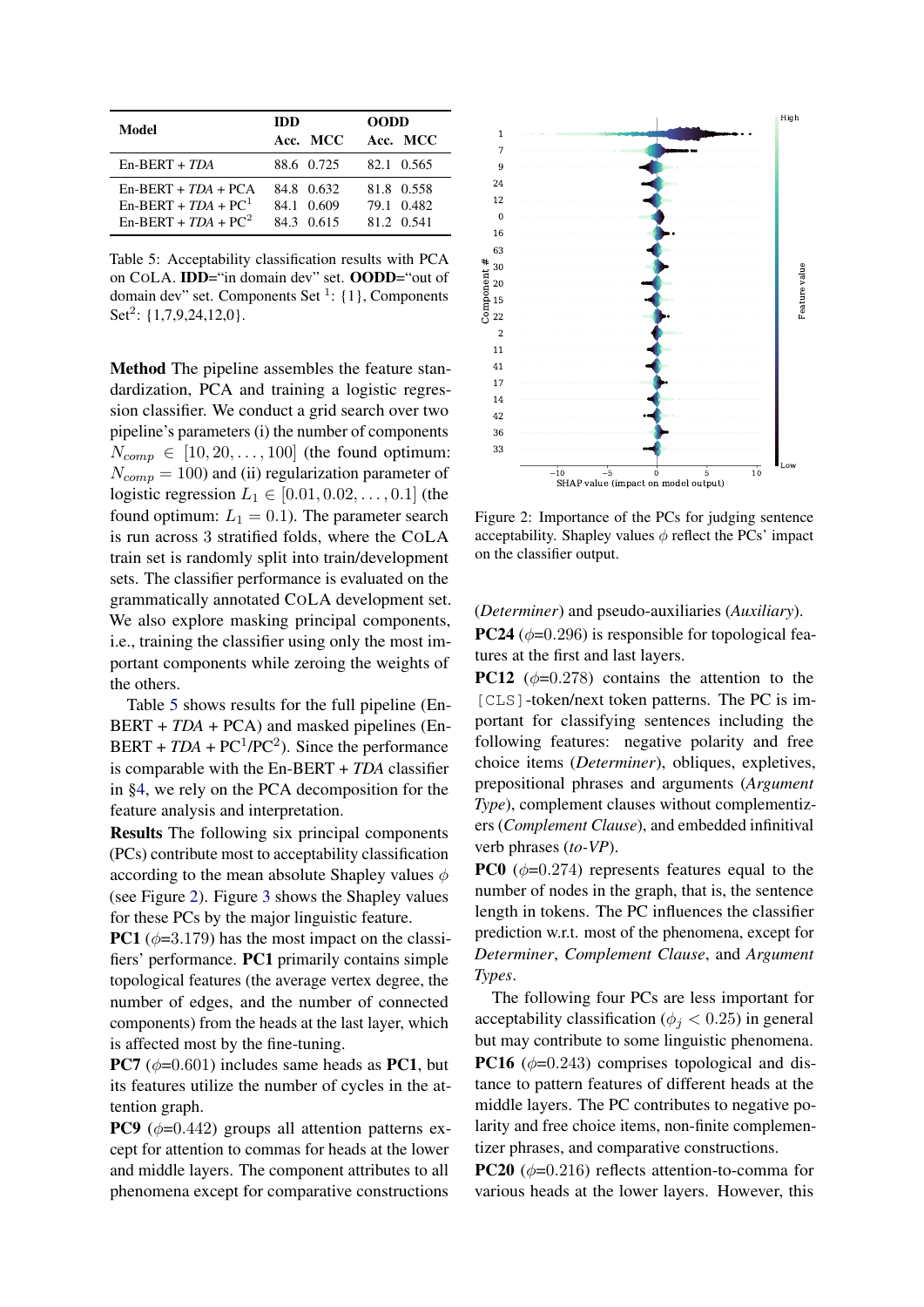| Model | IDD | | OODD | |
|---|---|---|---|---|
| | Acc. | MCC | Acc. | MCC |
| En-BERT + *TDA* | 88.6 | 0.725 | 82.1 | 0.565 |
| En-BERT + *TDA* + PCA | 84.8 | 0.632 | 81.8 | 0.558 |
| En-BERT + *TDA* + PC[1] | 84.1 | 0.609 | 79.1 | 0.482 |
| En-BERT + *TDA* + PC[2] | 84.3 | 0.615 | 81.2 | 0.541 |

Table 5: Acceptability classification results with PCA on CoLA. **IDD**="in domain dev" set. **OODD**="out of domain dev" set. Components Set [1]: {1}, Components Set[2]: {1,7,9,24,12,0}.

**Method** The pipeline assembles the feature standardization, PCA and training a logistic regression classifier. We conduct a grid search over two pipeline's parameters (i) the number of components $N_{comp} \in [10, 20, \ldots, 100]$ (the found optimum: $N_{comp} = 100$) and (ii) regularization parameter of logistic regression $L_1 \in [0.01, 0.02, \ldots, 0.1]$ (the found optimum: $L_1 = 0.1$). The parameter search is run across 3 stratified folds, where the CoLA train set is randomly split into train/development sets. The classifier performance is evaluated on the grammatically annotated CoLA development set. We also explore masking principal components, i.e., training the classifier using only the most important components while zeroing the weights of the others.

Table 5 shows results for the full pipeline (En-BERT + *TDA* + PCA) and masked pipelines (En-BERT + *TDA* + PC[1]/PC[2]). Since the performance is comparable with the En-BERT + *TDA* classifier in §4, we rely on the PCA decomposition for the feature analysis and interpretation.

**Results** The following six principal components (PCs) contribute most to acceptability classification according to the mean absolute Shapley values $\phi$ (see Figure 2). Figure 3 shows the Shapley values for these PCs by the major linguistic feature.

**PC1** ($\phi$=3.179) has the most impact on the classifiers' performance. **PC1** primarily contains simple topological features (the average vertex degree, the number of edges, and the number of connected components) from the heads at the last layer, which is affected most by the fine-tuning.

**PC7** ($\phi$=0.601) includes same heads as **PC1**, but its features utilize the number of cycles in the attention graph.

**PC9** ($\phi$=0.442) groups all attention patterns except for attention to commas for heads at the lower and middle layers. The component attributes to all phenomena except for comparative constructions (*Determiner*) and pseudo-auxiliaries (*Auxiliary*).

Figure 2: Importance of the PCs for judging sentence acceptability. Shapley values $\phi$ reflect the PCs' impact on the classifier output.

**PC24** ($\phi$=0.296) is responsible for topological features at the first and last layers.

**PC12** ($\phi$=0.278) contains the attention to the [CLS]-token/next token patterns. The PC is important for classifying sentences including the following features: negative polarity and free choice items (*Determiner*), obliques, expletives, prepositional phrases and arguments (*Argument Type*), complement clauses without complementizers (*Complement Clause*), and embedded infinitival verb phrases (*to-VP*).

**PC0** ($\phi$=0.274) represents features equal to the number of nodes in the graph, that is, the sentence length in tokens. The PC influences the classifier prediction w.r.t. most of the phenomena, except for *Determiner*, *Complement Clause*, and *Argument Types*.

The following four PCs are less important for acceptability classification ($\phi_j < 0.25$) in general but may contribute to some linguistic phenomena.

**PC16** ($\phi$=0.243) comprises topological and distance to pattern features of different heads at the middle layers. The PC contributes to negative polarity and free choice items, non-finite complementizer phrases, and comparative constructions.

**PC20** ($\phi$=0.216) reflects attention-to-comma for various heads at the lower layers. However, this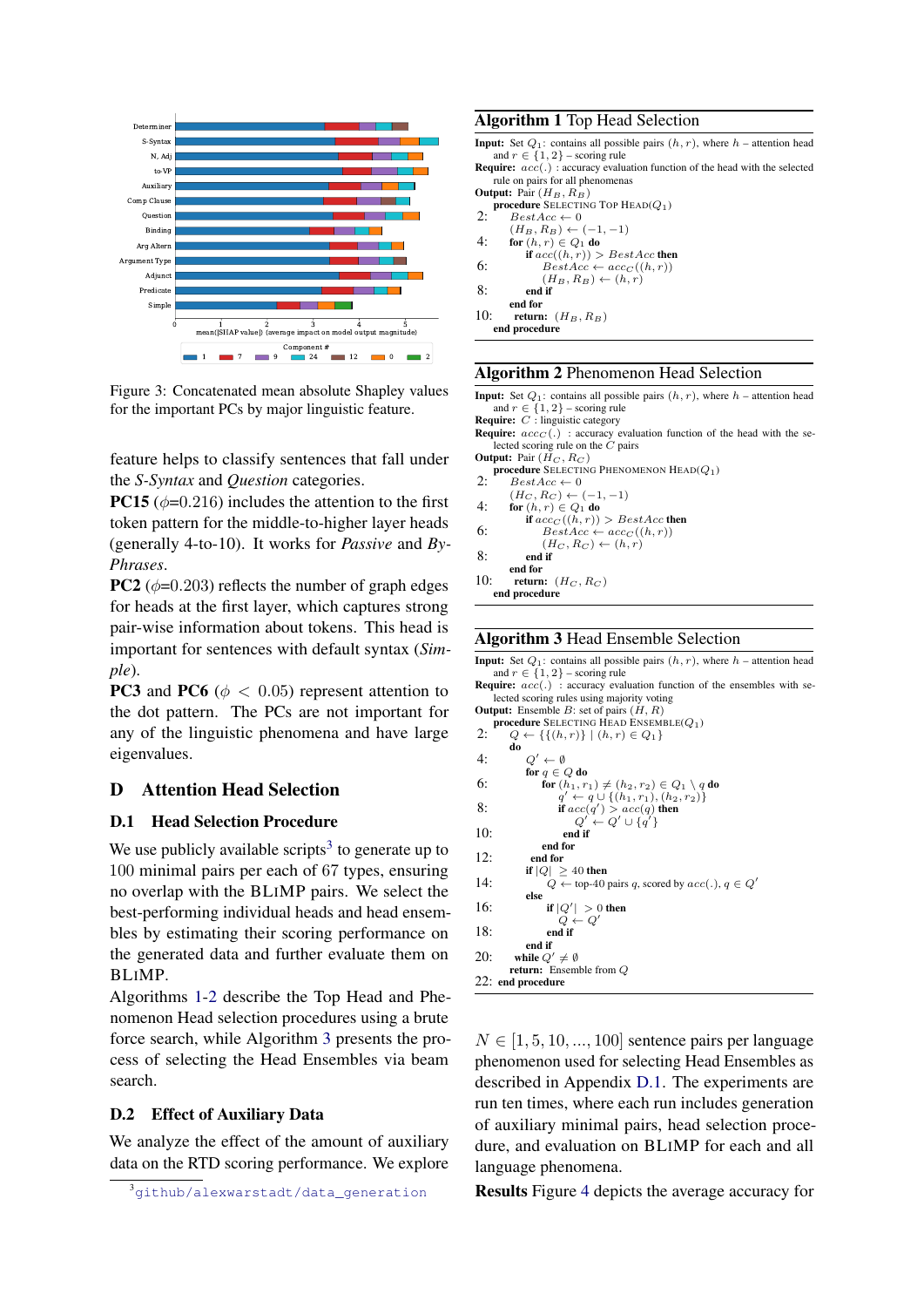Figure 3: Concatenated mean absolute Shapley values for the important PCs by major linguistic feature.

feature helps to classify sentences that fall under the *S-Syntax* and *Question* categories.

**PC15** ($\phi$=0.216) includes the attention to the first token pattern for the middle-to-higher layer heads (generally 4-to-10). It works for *Passive* and *By-Phrases*.

**PC2** ($\phi$=0.203) reflects the number of graph edges for heads at the first layer, which captures strong pair-wise information about tokens. This head is important for sentences with default syntax (*Simple*).

**PC3** and **PC6** ($\phi < 0.05$) represent attention to the dot pattern. The PCs are not important for any of the linguistic phenomena and have large eigenvalues.

# D Attention Head Selection

## D.1 Head Selection Procedure

We use publicly available scripts[3] to generate up to 100 minimal pairs per each of 67 types, ensuring no overlap with the BLIMP pairs. We select the best-performing individual heads and head ensembles by estimating their scoring performance on the generated data and further evaluate them on BLIMP.

Algorithms 1-2 describe the Top Head and Phenomenon Head selection procedures using a brute force search, while Algorithm 3 presents the process of selecting the Head Ensembles via beam search.

## D.2 Effect of Auxiliary Data

We analyze the effect of the amount of auxiliary data on the RTD scoring performance. We explore

[3] github/alexwarstadt/data_generation

**Algorithm 1** Top Head Selection

**Input:** Set $Q_1$: contains all possible pairs $(h, r)$, where $h$ – attention head and $r \in \{1, 2\}$ – scoring rule
**Require:** $acc(.)$ : accuracy evaluation function of the head with the selected rule on pairs for all phenomenas
**Output:** Pair $(H_B, R_B)$

```
    procedure SELECTING TOP HEAD(Q_1)
2:      BestAcc ← 0
        (H_B, R_B) ← (−1, −1)
4:      for (h, r) ∈ Q_1 do
            if acc((h, r)) > BestAcc then
6:              BestAcc ← acc((h, r))
                (H_B, R_B) ← (h, r)
8:          end if
        end for
10:     return: (H_B, R_B)
    end procedure
```

**Algorithm 2** Phenomenon Head Selection

**Input:** Set $Q_1$: contains all possible pairs $(h, r)$, where $h$ – attention head and $r \in \{1, 2\}$ – scoring rule
**Require:** $C$ : linguistic category
**Require:** $acc_C(.)$ : accuracy evaluation function of the head with the selected scoring rule on the $C$ pairs
**Output:** Pair $(H_C, R_C)$

```
    procedure SELECTING PHENOMENON HEAD(Q_1)
2:      BestAcc ← 0
        (H_C, R_C) ← (−1, −1)
4:      for (h, r) ∈ Q_1 do
            if acc_C((h, r)) > BestAcc then
6:              BestAcc ← acc_C((h, r))
                (H_C, R_C) ← (h, r)
8:          end if
        end for
10:     return: (H_C, R_C)
    end procedure
```

**Algorithm 3** Head Ensemble Selection

**Input:** Set $Q_1$: contains all possible pairs $(h, r)$, where $h$ – attention head and $r \in \{1, 2\}$ – scoring rule
**Require:** $acc(.)$ : accuracy evaluation function of the ensembles with selected scoring rules using majority voting
**Output:** Ensemble $B$: set of pairs $(H, R)$

```
    procedure SELECTING HEAD ENSEMBLE(Q_1)
2:      Q ← {{(h, r)} | (h, r) ∈ Q_1}
        do
4:          Q' ← ∅
            for q ∈ Q do
6:              for (h_1, r_1) ≠ (h_2, r_2) ∈ Q_1 \ q do
                    q' ← q ∪ {(h_1, r_1), (h_2, r_2)}
8:                  if acc(q') > acc(q) then
                        Q' ← Q' ∪ {q'}
10:                 end if
                end for
12:         end for
            if |Q| ≥ 40 then
14:             Q ← top-40 pairs q, scored by acc(.), q ∈ Q'
            else
16:             if |Q'| > 0 then
                    Q ← Q'
18:             end if
            end if
20:     while Q' ≠ ∅
        return: Ensemble from Q
22: end procedure
```

$N \in [1, 5, 10, ..., 100]$ sentence pairs per language phenomenon used for selecting Head Ensembles as described in Appendix D.1. The experiments are run ten times, where each run includes generation of auxiliary minimal pairs, head selection procedure, and evaluation on BLIMP for each and all language phenomena.

**Results** Figure 4 depicts the average accuracy for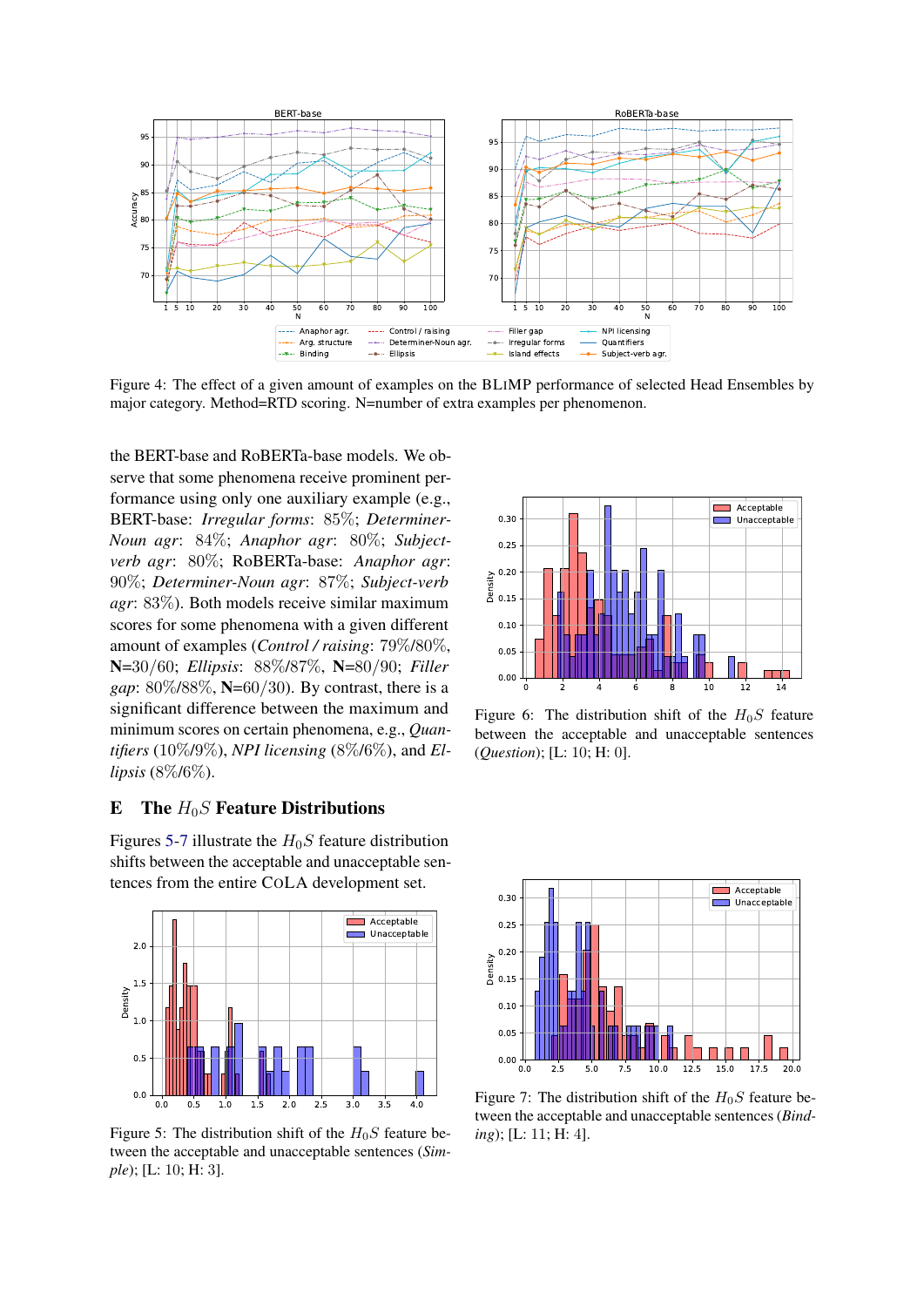BERT-base

RoBERTa-base

Accuracy

N

Anaphor agr.
Arg. structure
Binding
Control / raising
Determiner-Noun agr.
Ellipsis
Filler gap
Irregular forms
Island effects
NPI licensing
Quantifiers
Subject-verb agr.

Figure 4: The effect of a given amount of examples on the BLiMP performance of selected Head Ensembles by major category. Method=RTD scoring. N=number of extra examples per phenomenon.

the BERT-base and RoBERTa-base models. We observe that some phenomena receive prominent performance using only one auxiliary example (e.g., BERT-base: *Irregular forms*: 85%; *Determiner-Noun agr*: 84%; *Anaphor agr*: 80%; *Subject-verb agr*: 80%; RoBERTa-base: *Anaphor agr*: 90%; *Determiner-Noun agr*: 87%; *Subject-verb agr*: 83%). Both models receive similar maximum scores for some phenomena with a given different amount of examples (*Control / raising*: 79%/80%, **N**=30/60; *Ellipsis*: 88%/87%, **N**=80/90; *Filler gap*: 80%/88%, **N**=60/30). By contrast, there is a significant difference between the maximum and minimum scores on certain phenomena, e.g., *Quantifiers* (10%/9%), *NPI licensing* (8%/6%), and *Ellipsis* (8%/6%).

## E The $H_0S$ Feature Distributions

Figures 5-7 illustrate the $H_0S$ feature distribution shifts between the acceptable and unacceptable sentences from the entire CoLA development set.

Acceptable
Unacceptable
Density

Figure 5: The distribution shift of the $H_0S$ feature between the acceptable and unacceptable sentences (*Simple*); [L: 10; H: 3].

Acceptable
Unacceptable
Density

Figure 6: The distribution shift of the $H_0S$ feature between the acceptable and unacceptable sentences (*Question*); [L: 10; H: 0].

Acceptable
Unacceptable
Density

Figure 7: The distribution shift of the $H_0S$ feature between the acceptable and unacceptable sentences (*Binding*); [L: 11; H: 4].